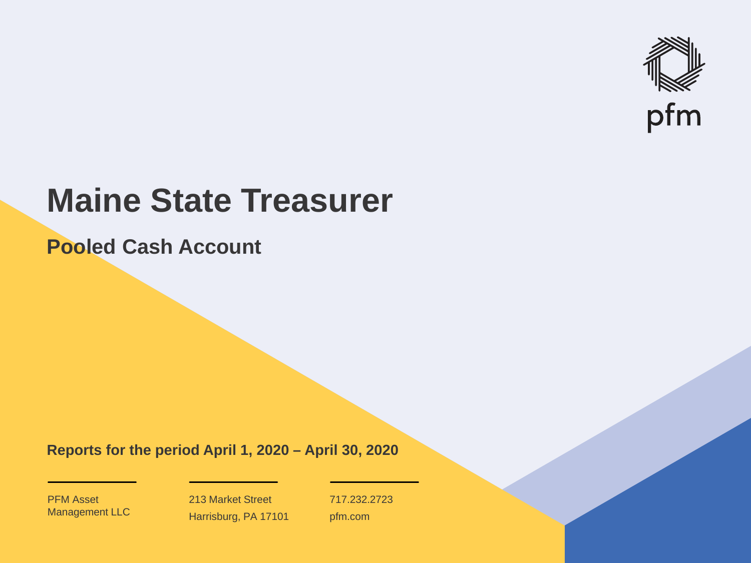pfm

# Maine State Treasurer

## Pooled Cash Account

**Reports for the period April 1, 2020 – April 30, 2020**

PFM Asset Management LLC

213 Market Street
Harrisburg, PA 17101

717.232.2723
pfm.com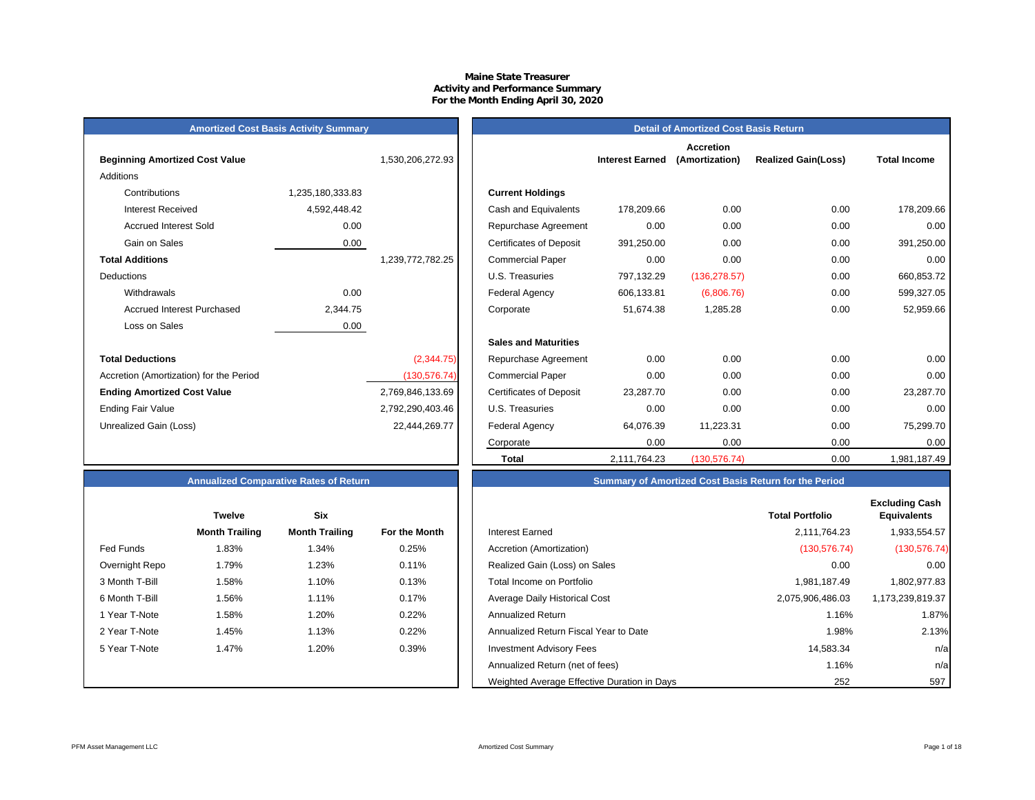# Maine State Treasurer
## Activity and Performance Summary
### For the Month Ending April 30, 2020

## Amortized Cost Basis Activity Summary

| | | |
|---|---|---|
| **Beginning Amortized Cost Value** | | 1,530,206,272.93 |
| Additions | | |
| Contributions | 1,235,180,333.83 | |
| Interest Received | 4,592,448.42 | |
| Accrued Interest Sold | 0.00 | |
| Gain on Sales | 0.00 | |
| **Total Additions** | | 1,239,772,782.25 |
| Deductions | | |
| Withdrawals | 0.00 | |
| Accrued Interest Purchased | 2,344.75 | |
| Loss on Sales | 0.00 | |
| **Total Deductions** | | (2,344.75) |
| Accretion (Amortization) for the Period | | (130,576.74) |
| **Ending Amortized Cost Value** | | 2,769,846,133.69 |
| Ending Fair Value | | 2,792,290,403.46 |
| Unrealized Gain (Loss) | | 22,444,269.77 |

## Detail of Amortized Cost Basis Return

| | Interest Earned | Accretion (Amortization) | Realized Gain(Loss) | Total Income |
|---|---|---|---|---|
| **Current Holdings** | | | | |
| Cash and Equivalents | 178,209.66 | 0.00 | 0.00 | 178,209.66 |
| Repurchase Agreement | 0.00 | 0.00 | 0.00 | 0.00 |
| Certificates of Deposit | 391,250.00 | 0.00 | 0.00 | 391,250.00 |
| Commercial Paper | 0.00 | 0.00 | 0.00 | 0.00 |
| U.S. Treasuries | 797,132.29 | (136,278.57) | 0.00 | 660,853.72 |
| Federal Agency | 606,133.81 | (6,806.76) | 0.00 | 599,327.05 |
| Corporate | 51,674.38 | 1,285.28 | 0.00 | 52,959.66 |
| **Sales and Maturities** | | | | |
| Repurchase Agreement | 0.00 | 0.00 | 0.00 | 0.00 |
| Commercial Paper | 0.00 | 0.00 | 0.00 | 0.00 |
| Certificates of Deposit | 23,287.70 | 0.00 | 0.00 | 23,287.70 |
| U.S. Treasuries | 0.00 | 0.00 | 0.00 | 0.00 |
| Federal Agency | 64,076.39 | 11,223.31 | 0.00 | 75,299.70 |
| Corporate | 0.00 | 0.00 | 0.00 | 0.00 |
| **Total** | 2,111,764.23 | (130,576.74) | 0.00 | 1,981,187.49 |

## Annualized Comparative Rates of Return

| | Twelve Month Trailing | Six Month Trailing | For the Month |
|---|---|---|---|
| Fed Funds | 1.83% | 1.34% | 0.25% |
| Overnight Repo | 1.79% | 1.23% | 0.11% |
| 3 Month T-Bill | 1.58% | 1.10% | 0.13% |
| 6 Month T-Bill | 1.56% | 1.11% | 0.17% |
| 1 Year T-Note | 1.58% | 1.20% | 0.22% |
| 2 Year T-Note | 1.45% | 1.13% | 0.22% |
| 5 Year T-Note | 1.47% | 1.20% | 0.39% |

## Summary of Amortized Cost Basis Return for the Period

| | Total Portfolio | Excluding Cash Equivalents |
|---|---|---|
| Interest Earned | 2,111,764.23 | 1,933,554.57 |
| Accretion (Amortization) | (130,576.74) | (130,576.74) |
| Realized Gain (Loss) on Sales | 0.00 | 0.00 |
| Total Income on Portfolio | 1,981,187.49 | 1,802,977.83 |
| Average Daily Historical Cost | 2,075,906,486.03 | 1,173,239,819.37 |
| Annualized Return | 1.16% | 1.87% |
| Annualized Return Fiscal Year to Date | 1.98% | 2.13% |
| Investment Advisory Fees | 14,583.34 | n/a |
| Annualized Return (net of fees) | 1.16% | n/a |
| Weighted Average Effective Duration in Days | 252 | 597 |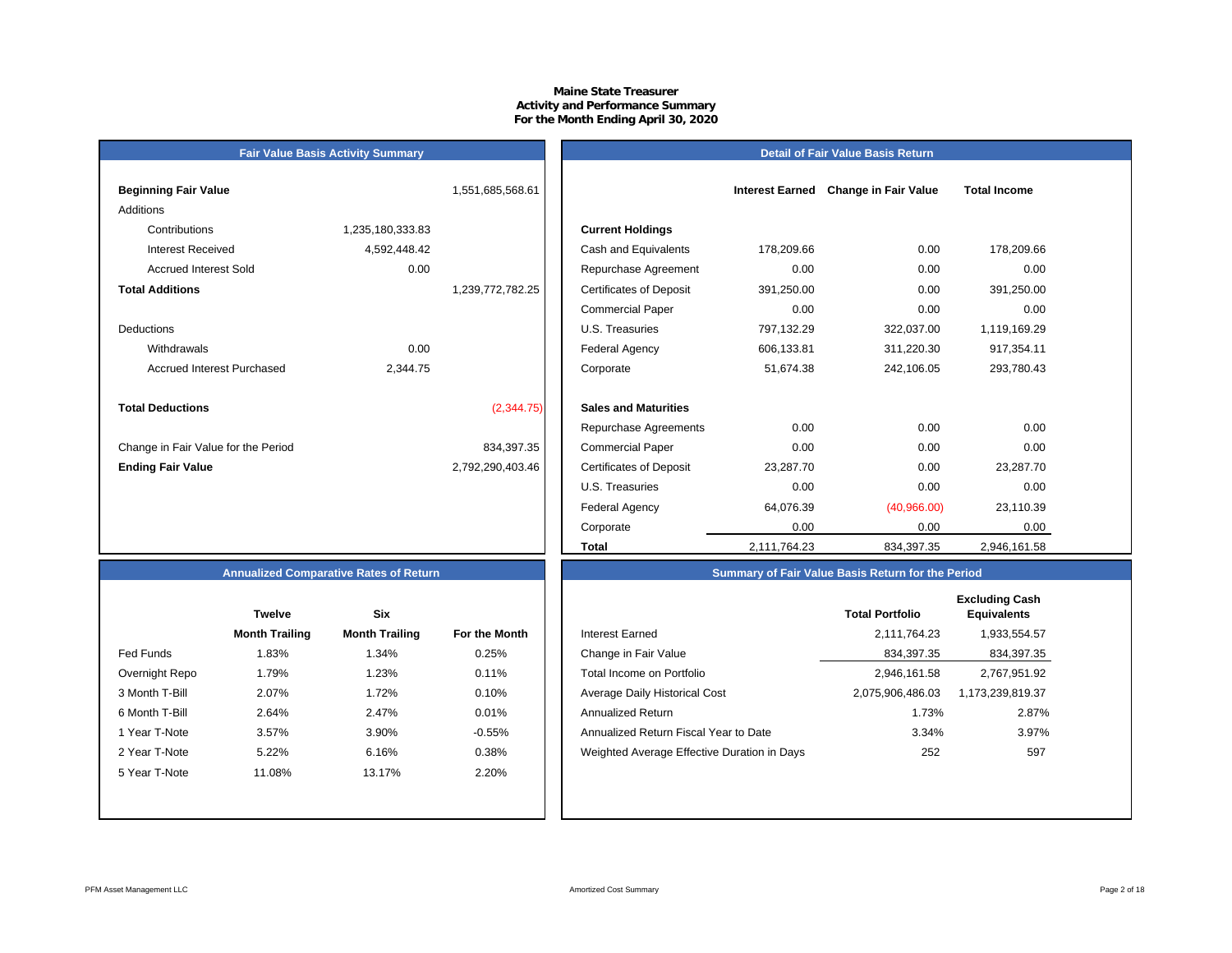# Maine State Treasurer
## Activity and Performance Summary
### For the Month Ending April 30, 2020

## Fair Value Basis Activity Summary

| | | |
|---|---|---|
| **Beginning Fair Value** | | 1,551,685,568.61 |
| Additions | | |
| Contributions | 1,235,180,333.83 | |
| Interest Received | 4,592,448.42 | |
| Accrued Interest Sold | 0.00 | |
| **Total Additions** | | 1,239,772,782.25 |
| Deductions | | |
| Withdrawals | 0.00 | |
| Accrued Interest Purchased | 2,344.75 | |
| **Total Deductions** | | (2,344.75) |
| Change in Fair Value for the Period | | 834,397.35 |
| **Ending Fair Value** | | 2,792,290,403.46 |

## Detail of Fair Value Basis Return

| | Interest Earned | Change in Fair Value | Total Income |
|---|---|---|---|
| **Current Holdings** | | | |
| Cash and Equivalents | 178,209.66 | 0.00 | 178,209.66 |
| Repurchase Agreement | 0.00 | 0.00 | 0.00 |
| Certificates of Deposit | 391,250.00 | 0.00 | 391,250.00 |
| Commercial Paper | 0.00 | 0.00 | 0.00 |
| U.S. Treasuries | 797,132.29 | 322,037.00 | 1,119,169.29 |
| Federal Agency | 606,133.81 | 311,220.30 | 917,354.11 |
| Corporate | 51,674.38 | 242,106.05 | 293,780.43 |
| **Sales and Maturities** | | | |
| Repurchase Agreements | 0.00 | 0.00 | 0.00 |
| Commercial Paper | 0.00 | 0.00 | 0.00 |
| Certificates of Deposit | 23,287.70 | 0.00 | 23,287.70 |
| U.S. Treasuries | 0.00 | 0.00 | 0.00 |
| Federal Agency | 64,076.39 | (40,966.00) | 23,110.39 |
| Corporate | 0.00 | 0.00 | 0.00 |
| **Total** | 2,111,764.23 | 834,397.35 | 2,946,161.58 |

## Annualized Comparative Rates of Return

| | Twelve Month Trailing | Six Month Trailing | For the Month |
|---|---|---|---|
| Fed Funds | 1.83% | 1.34% | 0.25% |
| Overnight Repo | 1.79% | 1.23% | 0.11% |
| 3 Month T-Bill | 2.07% | 1.72% | 0.10% |
| 6 Month T-Bill | 2.64% | 2.47% | 0.01% |
| 1 Year T-Note | 3.57% | 3.90% | -0.55% |
| 2 Year T-Note | 5.22% | 6.16% | 0.38% |
| 5 Year T-Note | 11.08% | 13.17% | 2.20% |

## Summary of Fair Value Basis Return for the Period

| | Total Portfolio | Excluding Cash Equivalents |
|---|---|---|
| Interest Earned | 2,111,764.23 | 1,933,554.57 |
| Change in Fair Value | 834,397.35 | 834,397.35 |
| Total Income on Portfolio | 2,946,161.58 | 2,767,951.92 |
| Average Daily Historical Cost | 2,075,906,486.03 | 1,173,239,819.37 |
| Annualized Return | 1.73% | 2.87% |
| Annualized Return Fiscal Year to Date | 3.34% | 3.97% |
| Weighted Average Effective Duration in Days | 252 | 597 |

PFM Asset Management LLC

Amortized Cost Summary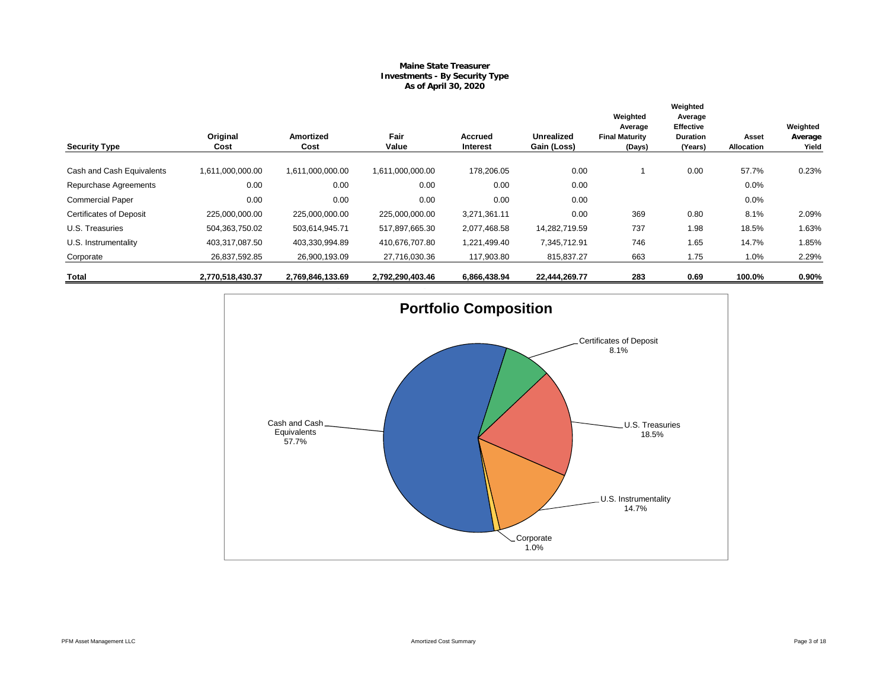**Maine State Treasurer**
**Investments - By Security Type**
**As of April 30, 2020**

| Security Type | Original Cost | Amortized Cost | Fair Value | Accrued Interest | Unrealized Gain (Loss) | Weighted Average Final Maturity (Days) | Weighted Average Effective Duration (Years) | Asset Allocation | Weighted Average Yield |
|---|---|---|---|---|---|---|---|---|---|
| Cash and Cash Equivalents | 1,611,000,000.00 | 1,611,000,000.00 | 1,611,000,000.00 | 178,206.05 | 0.00 | 1 | 0.00 | 57.7% | 0.23% |
| Repurchase Agreements | 0.00 | 0.00 | 0.00 | 0.00 | 0.00 | | | 0.0% | |
| Commercial Paper | 0.00 | 0.00 | 0.00 | 0.00 | 0.00 | | | 0.0% | |
| Certificates of Deposit | 225,000,000.00 | 225,000,000.00 | 225,000,000.00 | 3,271,361.11 | 0.00 | 369 | 0.80 | 8.1% | 2.09% |
| U.S. Treasuries | 504,363,750.02 | 503,614,945.71 | 517,897,665.30 | 2,077,468.58 | 14,282,719.59 | 737 | 1.98 | 18.5% | 1.63% |
| U.S. Instrumentality | 403,317,087.50 | 403,330,994.89 | 410,676,707.80 | 1,221,499.40 | 7,345,712.91 | 746 | 1.65 | 14.7% | 1.85% |
| Corporate | 26,837,592.85 | 26,900,193.09 | 27,716,030.36 | 117,903.80 | 815,837.27 | 663 | 1.75 | 1.0% | 2.29% |
| **Total** | **2,770,518,430.37** | **2,769,846,133.69** | **2,792,290,403.46** | **6,866,438.94** | **22,444,269.77** | **283** | **0.69** | **100.0%** | **0.90%** |

**Portfolio Composition**

- Cash and Cash Equivalents 57.7%
- Certificates of Deposit 8.1%
- U.S. Treasuries 18.5%
- U.S. Instrumentality 14.7%
- Corporate 1.0%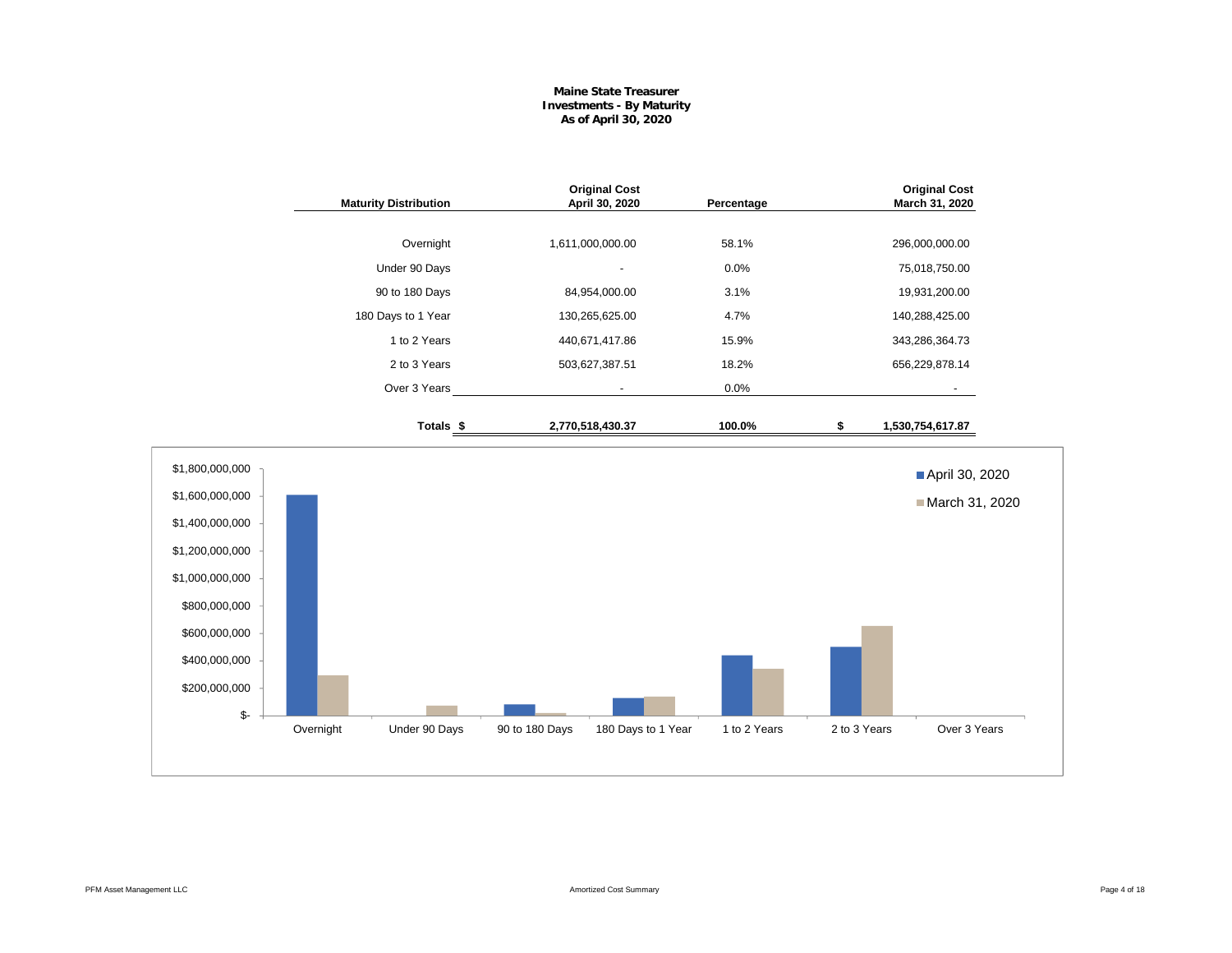**Maine State Treasurer**
**Investments - By Maturity**
**As of April 30, 2020**

| Maturity Distribution | Original Cost April 30, 2020 | Percentage | Original Cost March 31, 2020 |
|---|---|---|---|
| Overnight | 1,611,000,000.00 | 58.1% | 296,000,000.00 |
| Under 90 Days | - | 0.0% | 75,018,750.00 |
| 90 to 180 Days | 84,954,000.00 | 3.1% | 19,931,200.00 |
| 180 Days to 1 Year | 130,265,625.00 | 4.7% | 140,288,425.00 |
| 1 to 2 Years | 440,671,417.86 | 15.9% | 343,286,364.73 |
| 2 to 3 Years | 503,627,387.51 | 18.2% | 656,229,878.14 |
| Over 3 Years | - | 0.0% | - |
| **Totals** | **$ 2,770,518,430.37** | **100.0%** | **$ 1,530,754,617.87** |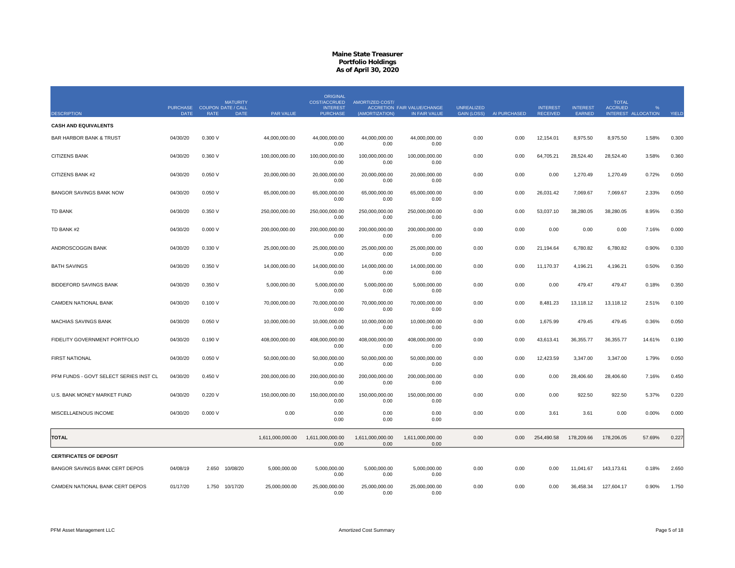# Maine State Treasurer
## Portfolio Holdings
### As of April 30, 2020

| DESCRIPTION | PURCHASE DATE | COUPON RATE | MATURITY DATE / CALL DATE | PAR VALUE | ORIGINAL COST/ACCRUED INTEREST PURCHASE | AMORTIZED COST/ (AMORTIZATION) | ACCRETION FAIR VALUE/CHANGE IN FAIR VALUE | UNREALIZED GAIN (LOSS) | AI PURCHASED | INTEREST RECEIVED | INTEREST EARNED | TOTAL ACCRUED INTEREST | % ALLOCATION | YIELD |
|---|---|---|---|---|---|---|---|---|---|---|---|---|---|---|
| **CASH AND EQUIVALENTS** | | | | | | | | | | | | | | |
| BAR HARBOR BANK & TRUST | 04/30/20 | 0.300 V | | 44,000,000.00 | 44,000,000.00<br>0.00 | 44,000,000.00<br>0.00 | 44,000,000.00<br>0.00 | 0.00 | 0.00 | 12,154.01 | 8,975.50 | 8,975.50 | 1.58% | 0.300 |
| CITIZENS BANK | 04/30/20 | 0.360 V | | 100,000,000.00 | 100,000,000.00<br>0.00 | 100,000,000.00<br>0.00 | 100,000,000.00<br>0.00 | 0.00 | 0.00 | 64,705.21 | 28,524.40 | 28,524.40 | 3.58% | 0.360 |
| CITIZENS BANK #2 | 04/30/20 | 0.050 V | | 20,000,000.00 | 20,000,000.00<br>0.00 | 20,000,000.00<br>0.00 | 20,000,000.00<br>0.00 | 0.00 | 0.00 | 0.00 | 1,270.49 | 1,270.49 | 0.72% | 0.050 |
| BANGOR SAVINGS BANK NOW | 04/30/20 | 0.050 V | | 65,000,000.00 | 65,000,000.00<br>0.00 | 65,000,000.00<br>0.00 | 65,000,000.00<br>0.00 | 0.00 | 0.00 | 26,031.42 | 7,069.67 | 7,069.67 | 2.33% | 0.050 |
| TD BANK | 04/30/20 | 0.350 V | | 250,000,000.00 | 250,000,000.00<br>0.00 | 250,000,000.00<br>0.00 | 250,000,000.00<br>0.00 | 0.00 | 0.00 | 53,037.10 | 38,280.05 | 38,280.05 | 8.95% | 0.350 |
| TD BANK #2 | 04/30/20 | 0.000 V | | 200,000,000.00 | 200,000,000.00<br>0.00 | 200,000,000.00<br>0.00 | 200,000,000.00<br>0.00 | 0.00 | 0.00 | 0.00 | 0.00 | 0.00 | 7.16% | 0.000 |
| ANDROSCOGGIN BANK | 04/30/20 | 0.330 V | | 25,000,000.00 | 25,000,000.00<br>0.00 | 25,000,000.00<br>0.00 | 25,000,000.00<br>0.00 | 0.00 | 0.00 | 21,194.64 | 6,780.82 | 6,780.82 | 0.90% | 0.330 |
| BATH SAVINGS | 04/30/20 | 0.350 V | | 14,000,000.00 | 14,000,000.00<br>0.00 | 14,000,000.00<br>0.00 | 14,000,000.00<br>0.00 | 0.00 | 0.00 | 11,170.37 | 4,196.21 | 4,196.21 | 0.50% | 0.350 |
| BIDDEFORD SAVINGS BANK | 04/30/20 | 0.350 V | | 5,000,000.00 | 5,000,000.00<br>0.00 | 5,000,000.00<br>0.00 | 5,000,000.00<br>0.00 | 0.00 | 0.00 | 0.00 | 479.47 | 479.47 | 0.18% | 0.350 |
| CAMDEN NATIONAL BANK | 04/30/20 | 0.100 V | | 70,000,000.00 | 70,000,000.00<br>0.00 | 70,000,000.00<br>0.00 | 70,000,000.00<br>0.00 | 0.00 | 0.00 | 8,481.23 | 13,118.12 | 13,118.12 | 2.51% | 0.100 |
| MACHIAS SAVINGS BANK | 04/30/20 | 0.050 V | | 10,000,000.00 | 10,000,000.00<br>0.00 | 10,000,000.00<br>0.00 | 10,000,000.00<br>0.00 | 0.00 | 0.00 | 1,675.99 | 479.45 | 479.45 | 0.36% | 0.050 |
| FIDELITY GOVERNMENT PORTFOLIO | 04/30/20 | 0.190 V | | 408,000,000.00 | 408,000,000.00<br>0.00 | 408,000,000.00<br>0.00 | 408,000,000.00<br>0.00 | 0.00 | 0.00 | 43,613.41 | 36,355.77 | 36,355.77 | 14.61% | 0.190 |
| FIRST NATIONAL | 04/30/20 | 0.050 V | | 50,000,000.00 | 50,000,000.00<br>0.00 | 50,000,000.00<br>0.00 | 50,000,000.00<br>0.00 | 0.00 | 0.00 | 12,423.59 | 3,347.00 | 3,347.00 | 1.79% | 0.050 |
| PFM FUNDS - GOVT SELECT SERIES INST CL | 04/30/20 | 0.450 V | | 200,000,000.00 | 200,000,000.00<br>0.00 | 200,000,000.00<br>0.00 | 200,000,000.00<br>0.00 | 0.00 | 0.00 | 0.00 | 28,406.60 | 28,406.60 | 7.16% | 0.450 |
| U.S. BANK MONEY MARKET FUND | 04/30/20 | 0.220 V | | 150,000,000.00 | 150,000,000.00<br>0.00 | 150,000,000.00<br>0.00 | 150,000,000.00<br>0.00 | 0.00 | 0.00 | 0.00 | 922.50 | 922.50 | 5.37% | 0.220 |
| MISCELLAENOUS INCOME | 04/30/20 | 0.000 V | | 0.00 | 0.00<br>0.00 | 0.00<br>0.00 | 0.00<br>0.00 | 0.00 | 0.00 | 3.61 | 3.61 | 0.00 | 0.00% | 0.000 |
| **TOTAL** | | | | 1,611,000,000.00 | 1,611,000,000.00<br>0.00 | 1,611,000,000.00<br>0.00 | 1,611,000,000.00<br>0.00 | 0.00 | 0.00 | 254,490.58 | 178,209.66 | 178,206.05 | 57.69% | 0.227 |
| **CERTIFICATES OF DEPOSIT** | | | | | | | | | | | | | | |
| BANGOR SAVINGS BANK CERT DEPOS | 04/08/19 | 2.650 | 10/08/20 | 5,000,000.00 | 5,000,000.00<br>0.00 | 5,000,000.00<br>0.00 | 5,000,000.00<br>0.00 | 0.00 | 0.00 | 0.00 | 11,041.67 | 143,173.61 | 0.18% | 2.650 |
| CAMDEN NATIONAL BANK CERT DEPOS | 01/17/20 | 1.750 | 10/17/20 | 25,000,000.00 | 25,000,000.00<br>0.00 | 25,000,000.00<br>0.00 | 25,000,000.00<br>0.00 | 0.00 | 0.00 | 0.00 | 36,458.34 | 127,604.17 | 0.90% | 1.750 |

PFM Asset Management LLC — Amortized Cost Summary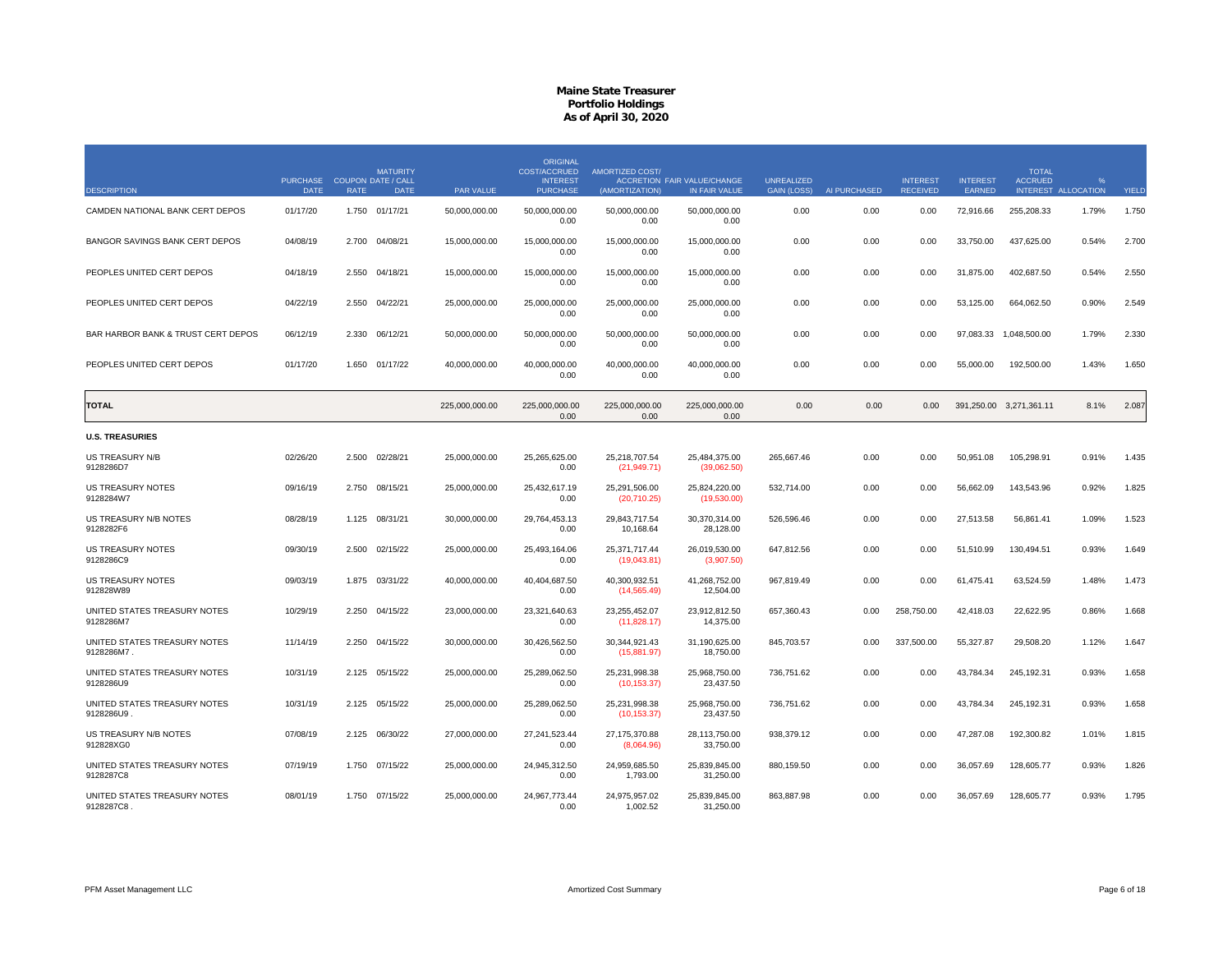# Maine State Treasurer
## Portfolio Holdings
### As of April 30, 2020

| DESCRIPTION | PURCHASE DATE | COUPON RATE | MATURITY DATE / CALL DATE | PAR VALUE | ORIGINAL COST/ACCRUED INTEREST PURCHASE | AMORTIZED COST/ ACCRETION (AMORTIZATION) | FAIR VALUE/CHANGE IN FAIR VALUE | UNREALIZED GAIN (LOSS) | AI PURCHASED | INTEREST RECEIVED | INTEREST EARNED | TOTAL ACCRUED INTEREST | % ALLOCATION | YIELD |
|---|---|---|---|---|---|---|---|---|---|---|---|---|---|---|
| CAMDEN NATIONAL BANK CERT DEPOS | 01/17/20 | 1.750 | 01/17/21 | 50,000,000.00 | 50,000,000.00<br>0.00 | 50,000,000.00<br>0.00 | 50,000,000.00<br>0.00 | 0.00 | 0.00 | 0.00 | 72,916.66 | 255,208.33 | 1.79% | 1.750 |
| BANGOR SAVINGS BANK CERT DEPOS | 04/08/19 | 2.700 | 04/08/21 | 15,000,000.00 | 15,000,000.00<br>0.00 | 15,000,000.00<br>0.00 | 15,000,000.00<br>0.00 | 0.00 | 0.00 | 0.00 | 33,750.00 | 437,625.00 | 0.54% | 2.700 |
| PEOPLES UNITED CERT DEPOS | 04/18/19 | 2.550 | 04/18/21 | 15,000,000.00 | 15,000,000.00<br>0.00 | 15,000,000.00<br>0.00 | 15,000,000.00<br>0.00 | 0.00 | 0.00 | 0.00 | 31,875.00 | 402,687.50 | 0.54% | 2.550 |
| PEOPLES UNITED CERT DEPOS | 04/22/19 | 2.550 | 04/22/21 | 25,000,000.00 | 25,000,000.00<br>0.00 | 25,000,000.00<br>0.00 | 25,000,000.00<br>0.00 | 0.00 | 0.00 | 0.00 | 53,125.00 | 664,062.50 | 0.90% | 2.549 |
| BAR HARBOR BANK & TRUST CERT DEPOS | 06/12/19 | 2.330 | 06/12/21 | 50,000,000.00 | 50,000,000.00<br>0.00 | 50,000,000.00<br>0.00 | 50,000,000.00<br>0.00 | 0.00 | 0.00 | 0.00 | 97,083.33 | 1,048,500.00 | 1.79% | 2.330 |
| PEOPLES UNITED CERT DEPOS | 01/17/20 | 1.650 | 01/17/22 | 40,000,000.00 | 40,000,000.00<br>0.00 | 40,000,000.00<br>0.00 | 40,000,000.00<br>0.00 | 0.00 | 0.00 | 0.00 | 55,000.00 | 192,500.00 | 1.43% | 1.650 |
| **TOTAL** | | | | 225,000,000.00 | 225,000,000.00<br>0.00 | 225,000,000.00<br>0.00 | 225,000,000.00<br>0.00 | 0.00 | 0.00 | 0.00 | 391,250.00 | 3,271,361.11 | 8.1% | 2.087 |
| **U.S. TREASURIES** | | | | | | | | | | | | | | |
| US TREASURY N/B<br>9128286D7 | 02/26/20 | 2.500 | 02/28/21 | 25,000,000.00 | 25,265,625.00<br>0.00 | 25,218,707.54<br>(21,949.71) | 25,484,375.00<br>(39,062.50) | 265,667.46 | 0.00 | 0.00 | 50,951.08 | 105,298.91 | 0.91% | 1.435 |
| US TREASURY NOTES<br>9128284W7 | 09/16/19 | 2.750 | 08/15/21 | 25,000,000.00 | 25,432,617.19<br>0.00 | 25,291,506.00<br>(20,710.25) | 25,824,220.00<br>(19,530.00) | 532,714.00 | 0.00 | 0.00 | 56,662.09 | 143,543.96 | 0.92% | 1.825 |
| US TREASURY N/B NOTES<br>9128282F6 | 08/28/19 | 1.125 | 08/31/21 | 30,000,000.00 | 29,764,453.13<br>0.00 | 29,843,717.54<br>10,168.64 | 30,370,314.00<br>28,128.00 | 526,596.46 | 0.00 | 0.00 | 27,513.58 | 56,861.41 | 1.09% | 1.523 |
| US TREASURY NOTES<br>9128286C9 | 09/30/19 | 2.500 | 02/15/22 | 25,000,000.00 | 25,493,164.06<br>0.00 | 25,371,717.44<br>(19,043.81) | 26,019,530.00<br>(3,907.50) | 647,812.56 | 0.00 | 0.00 | 51,510.99 | 130,494.51 | 0.93% | 1.649 |
| US TREASURY NOTES<br>912828W89 | 09/03/19 | 1.875 | 03/31/22 | 40,000,000.00 | 40,404,687.50<br>0.00 | 40,300,932.51<br>(14,565.49) | 41,268,752.00<br>12,504.00 | 967,819.49 | 0.00 | 0.00 | 61,475.41 | 63,524.59 | 1.48% | 1.473 |
| UNITED STATES TREASURY NOTES<br>9128286M7 | 10/29/19 | 2.250 | 04/15/22 | 23,000,000.00 | 23,321,640.63<br>0.00 | 23,255,452.07<br>(11,828.17) | 23,912,812.50<br>14,375.00 | 657,360.43 | 0.00 | 258,750.00 | 42,418.03 | 22,622.95 | 0.86% | 1.668 |
| UNITED STATES TREASURY NOTES<br>9128286M7 . | 11/14/19 | 2.250 | 04/15/22 | 30,000,000.00 | 30,426,562.50<br>0.00 | 30,344,921.43<br>(15,881.97) | 31,190,625.00<br>18,750.00 | 845,703.57 | 0.00 | 337,500.00 | 55,327.87 | 29,508.20 | 1.12% | 1.647 |
| UNITED STATES TREASURY NOTES<br>9128286U9 | 10/31/19 | 2.125 | 05/15/22 | 25,000,000.00 | 25,289,062.50<br>0.00 | 25,231,998.38<br>(10,153.37) | 25,968,750.00<br>23,437.50 | 736,751.62 | 0.00 | 0.00 | 43,784.34 | 245,192.31 | 0.93% | 1.658 |
| UNITED STATES TREASURY NOTES<br>9128286U9 . | 10/31/19 | 2.125 | 05/15/22 | 25,000,000.00 | 25,289,062.50<br>0.00 | 25,231,998.38<br>(10,153.37) | 25,968,750.00<br>23,437.50 | 736,751.62 | 0.00 | 0.00 | 43,784.34 | 245,192.31 | 0.93% | 1.658 |
| US TREASURY N/B NOTES<br>912828XG0 | 07/08/19 | 2.125 | 06/30/22 | 27,000,000.00 | 27,241,523.44<br>0.00 | 27,175,370.88<br>(8,064.96) | 28,113,750.00<br>33,750.00 | 938,379.12 | 0.00 | 0.00 | 47,287.08 | 192,300.82 | 1.01% | 1.815 |
| UNITED STATES TREASURY NOTES<br>9128287C8 | 07/19/19 | 1.750 | 07/15/22 | 25,000,000.00 | 24,945,312.50<br>0.00 | 24,959,685.50<br>1,793.00 | 25,839,845.00<br>31,250.00 | 880,159.50 | 0.00 | 0.00 | 36,057.69 | 128,605.77 | 0.93% | 1.826 |
| UNITED STATES TREASURY NOTES<br>9128287C8 . | 08/01/19 | 1.750 | 07/15/22 | 25,000,000.00 | 24,967,773.44<br>0.00 | 24,975,957.02<br>1,002.52 | 25,839,845.00<br>31,250.00 | 863,887.98 | 0.00 | 0.00 | 36,057.69 | 128,605.77 | 0.93% | 1.795 |

PFM Asset Management LLC — Amortized Cost Summary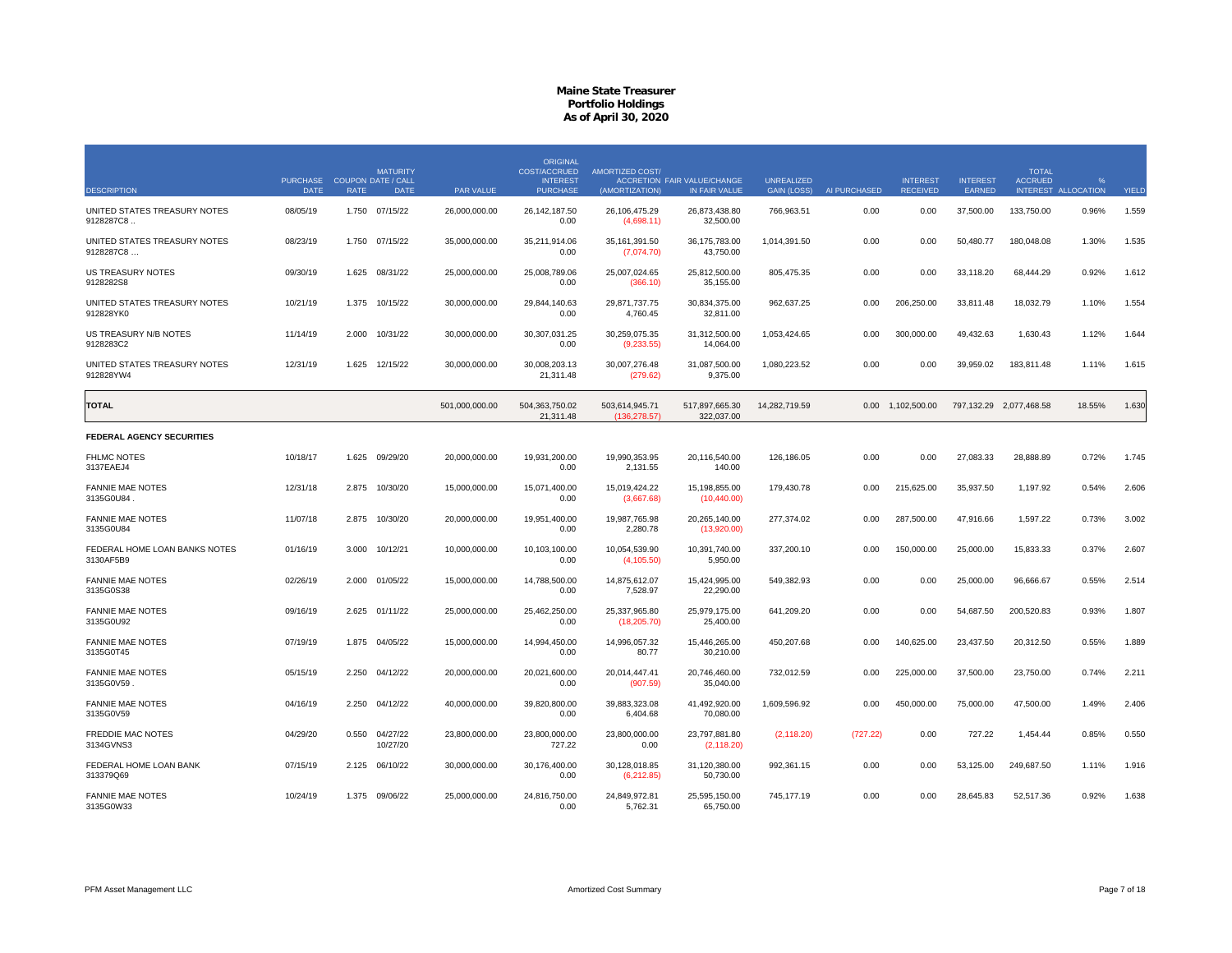# Maine State Treasurer
## Portfolio Holdings
### As of April 30, 2020

| DESCRIPTION | PURCHASE DATE | COUPON RATE | MATURITY DATE / CALL DATE | PAR VALUE | ORIGINAL COST/ACCRUED INTEREST PURCHASE | AMORTIZED COST/ ACCRETION (AMORTIZATION) | FAIR VALUE/CHANGE IN FAIR VALUE | UNREALIZED GAIN (LOSS) | AI PURCHASED | INTEREST RECEIVED | INTEREST EARNED | TOTAL ACCRUED INTEREST | % ALLOCATION | YIELD |
|---|---|---|---|---|---|---|---|---|---|---|---|---|---|---|
| UNITED STATES TREASURY NOTES 9128287C8 .. | 08/05/19 | 1.750 | 07/15/22 | 26,000,000.00 | 26,142,187.50<br>0.00 | 26,106,475.29<br>(4,698.11) | 26,873,438.80<br>32,500.00 | 766,963.51 | 0.00 | 0.00 | 37,500.00 | 133,750.00 | 0.96% | 1.559 |
| UNITED STATES TREASURY NOTES 9128287C8 ... | 08/23/19 | 1.750 | 07/15/22 | 35,000,000.00 | 35,211,914.06<br>0.00 | 35,161,391.50<br>(7,074.70) | 36,175,783.00<br>43,750.00 | 1,014,391.50 | 0.00 | 0.00 | 50,480.77 | 180,048.08 | 1.30% | 1.535 |
| US TREASURY NOTES 9128282S8 | 09/30/19 | 1.625 | 08/31/22 | 25,000,000.00 | 25,008,789.06<br>0.00 | 25,007,024.65<br>(366.10) | 25,812,500.00<br>35,155.00 | 805,475.35 | 0.00 | 0.00 | 33,118.20 | 68,444.29 | 0.92% | 1.612 |
| UNITED STATES TREASURY NOTES 912828YK0 | 10/21/19 | 1.375 | 10/15/22 | 30,000,000.00 | 29,844,140.63<br>0.00 | 29,871,737.75<br>4,760.45 | 30,834,375.00<br>32,811.00 | 962,637.25 | 0.00 | 206,250.00 | 33,811.48 | 18,032.79 | 1.10% | 1.554 |
| US TREASURY N/B NOTES 9128283C2 | 11/14/19 | 2.000 | 10/31/22 | 30,000,000.00 | 30,307,031.25<br>0.00 | 30,259,075.35<br>(9,233.55) | 31,312,500.00<br>14,064.00 | 1,053,424.65 | 0.00 | 300,000.00 | 49,432.63 | 1,630.43 | 1.12% | 1.644 |
| UNITED STATES TREASURY NOTES 912828YW4 | 12/31/19 | 1.625 | 12/15/22 | 30,000,000.00 | 30,008,203.13<br>21,311.48 | 30,007,276.48<br>(279.62) | 31,087,500.00<br>9,375.00 | 1,080,223.52 | 0.00 | 0.00 | 39,959.02 | 183,811.48 | 1.11% | 1.615 |
| **TOTAL** | | | | 501,000,000.00 | 504,363,750.02<br>21,311.48 | 503,614,945.71<br>(136,278.57) | 517,897,665.30<br>322,037.00 | 14,282,719.59 | 0.00 | 1,102,500.00 | 797,132.29 | 2,077,468.58 | 18.55% | 1.630 |
| **FEDERAL AGENCY SECURITIES** | | | | | | | | | | | | | | |
| FHLMC NOTES 3137EAEJ4 | 10/18/17 | 1.625 | 09/29/20 | 20,000,000.00 | 19,931,200.00<br>0.00 | 19,990,353.95<br>2,131.55 | 20,116,540.00<br>140.00 | 126,186.05 | 0.00 | 0.00 | 27,083.33 | 28,888.89 | 0.72% | 1.745 |
| FANNIE MAE NOTES 3135G0U84 . | 12/31/18 | 2.875 | 10/30/20 | 15,000,000.00 | 15,071,400.00<br>0.00 | 15,019,424.22<br>(3,667.68) | 15,198,855.00<br>(10,440.00) | 179,430.78 | 0.00 | 215,625.00 | 35,937.50 | 1,197.92 | 0.54% | 2.606 |
| FANNIE MAE NOTES 3135G0U84 | 11/07/18 | 2.875 | 10/30/20 | 20,000,000.00 | 19,951,400.00<br>0.00 | 19,987,765.98<br>2,280.78 | 20,265,140.00<br>(13,920.00) | 277,374.02 | 0.00 | 287,500.00 | 47,916.66 | 1,597.22 | 0.73% | 3.002 |
| FEDERAL HOME LOAN BANKS NOTES 3130AF5B9 | 01/16/19 | 3.000 | 10/12/21 | 10,000,000.00 | 10,103,100.00<br>0.00 | 10,054,539.90<br>(4,105.50) | 10,391,740.00<br>5,950.00 | 337,200.10 | 0.00 | 150,000.00 | 25,000.00 | 15,833.33 | 0.37% | 2.607 |
| FANNIE MAE NOTES 3135G0S38 | 02/26/19 | 2.000 | 01/05/22 | 15,000,000.00 | 14,788,500.00<br>0.00 | 14,875,612.07<br>7,528.97 | 15,424,995.00<br>22,290.00 | 549,382.93 | 0.00 | 0.00 | 25,000.00 | 96,666.67 | 0.55% | 2.514 |
| FANNIE MAE NOTES 3135G0U92 | 09/16/19 | 2.625 | 01/11/22 | 25,000,000.00 | 25,462,250.00<br>0.00 | 25,337,965.80<br>(18,205.70) | 25,979,175.00<br>25,400.00 | 641,209.20 | 0.00 | 0.00 | 54,687.50 | 200,520.83 | 0.93% | 1.807 |
| FANNIE MAE NOTES 3135G0T45 | 07/19/19 | 1.875 | 04/05/22 | 15,000,000.00 | 14,994,450.00<br>0.00 | 14,996,057.32<br>80.77 | 15,446,265.00<br>30,210.00 | 450,207.68 | 0.00 | 140,625.00 | 23,437.50 | 20,312.50 | 0.55% | 1.889 |
| FANNIE MAE NOTES 3135G0V59 . | 05/15/19 | 2.250 | 04/12/22 | 20,000,000.00 | 20,021,600.00<br>0.00 | 20,014,447.41<br>(907.59) | 20,746,460.00<br>35,040.00 | 732,012.59 | 0.00 | 225,000.00 | 37,500.00 | 23,750.00 | 0.74% | 2.211 |
| FANNIE MAE NOTES 3135G0V59 | 04/16/19 | 2.250 | 04/12/22 | 40,000,000.00 | 39,820,800.00<br>0.00 | 39,883,323.08<br>6,404.68 | 41,492,920.00<br>70,080.00 | 1,609,596.92 | 0.00 | 450,000.00 | 75,000.00 | 47,500.00 | 1.49% | 2.406 |
| FREDDIE MAC NOTES 3134GVNS3 | 04/29/20 | 0.550 | 04/27/22<br>10/27/20 | 23,800,000.00 | 23,800,000.00<br>727.22 | 23,800,000.00<br>0.00 | 23,797,881.80<br>(2,118.20) | (2,118.20) | (727.22) | 0.00 | 727.22 | 1,454.44 | 0.85% | 0.550 |
| FEDERAL HOME LOAN BANK 313379Q69 | 07/15/19 | 2.125 | 06/10/22 | 30,000,000.00 | 30,176,400.00<br>0.00 | 30,128,018.85<br>(6,212.85) | 31,120,380.00<br>50,730.00 | 992,361.15 | 0.00 | 0.00 | 53,125.00 | 249,687.50 | 1.11% | 1.916 |
| FANNIE MAE NOTES 3135G0W33 | 10/24/19 | 1.375 | 09/06/22 | 25,000,000.00 | 24,816,750.00<br>0.00 | 24,849,972.81<br>5,762.31 | 25,595,150.00<br>65,750.00 | 745,177.19 | 0.00 | 0.00 | 28,645.83 | 52,517.36 | 0.92% | 1.638 |

PFM Asset Management LLC — Amortized Cost Summary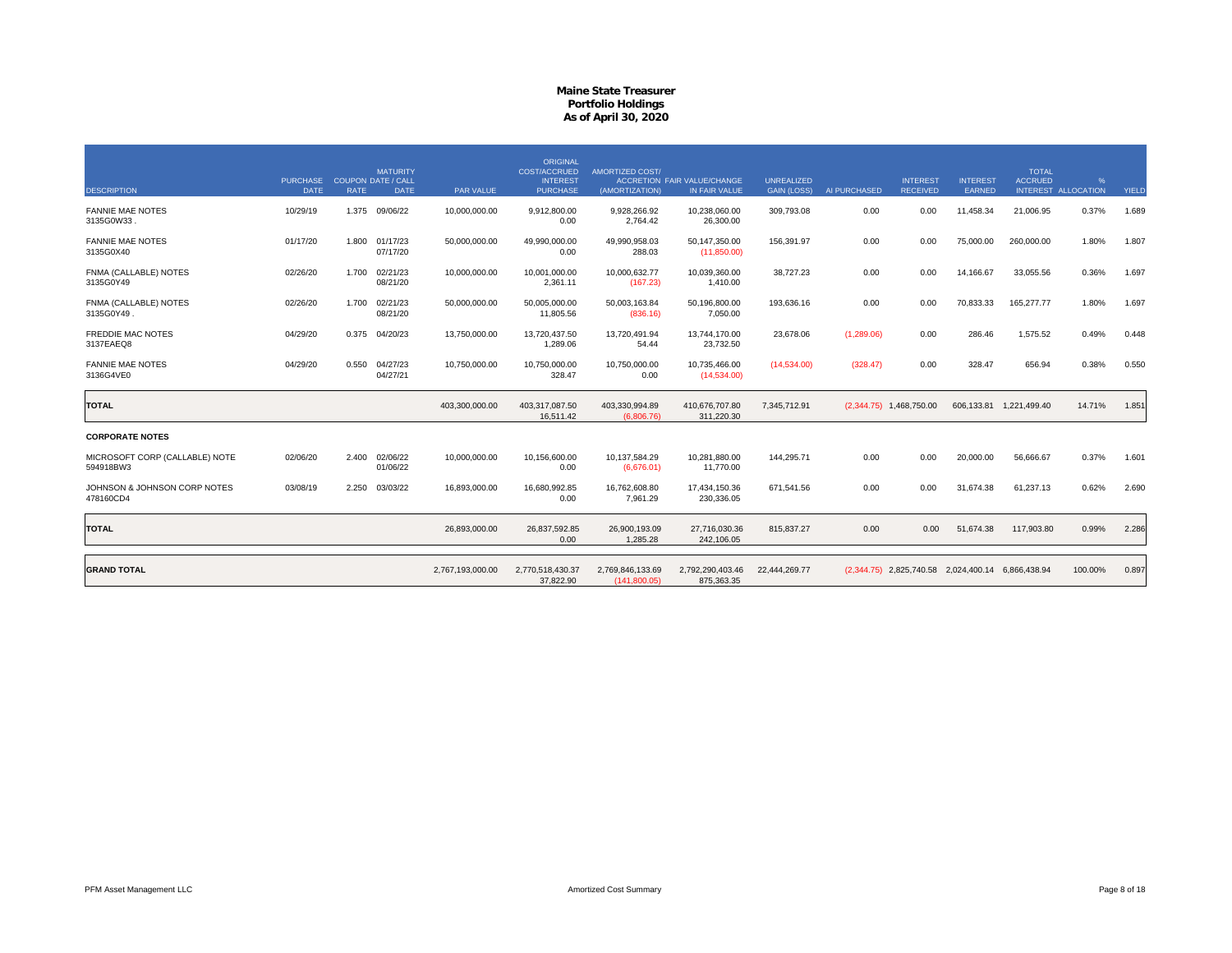# Maine State Treasurer
## Portfolio Holdings
### As of April 30, 2020

| DESCRIPTION | PURCHASE DATE | COUPON RATE | MATURITY DATE / CALL DATE | PAR VALUE | ORIGINAL COST/ACCRUED INTEREST PURCHASE | AMORTIZED COST/ ACCRETION (AMORTIZATION) | FAIR VALUE/CHANGE IN FAIR VALUE | UNREALIZED GAIN (LOSS) | AI PURCHASED | INTEREST RECEIVED | INTEREST EARNED | TOTAL ACCRUED INTEREST | % ALLOCATION | YIELD |
|---|---|---|---|---|---|---|---|---|---|---|---|---|---|---|
| FANNIE MAE NOTES 3135G0W33 . | 10/29/19 | 1.375 | 09/06/22 | 10,000,000.00 | 9,912,800.00 0.00 | 9,928,266.92 2,764.42 | 10,238,060.00 26,300.00 | 309,793.08 | 0.00 | 0.00 | 11,458.34 | 21,006.95 | 0.37% | 1.689 |
| FANNIE MAE NOTES 3135G0X40 | 01/17/20 | 1.800 | 01/17/23 07/17/20 | 50,000,000.00 | 49,990,000.00 0.00 | 49,990,958.03 288.03 | 50,147,350.00 (11,850.00) | 156,391.97 | 0.00 | 0.00 | 75,000.00 | 260,000.00 | 1.80% | 1.807 |
| FNMA (CALLABLE) NOTES 3135G0Y49 | 02/26/20 | 1.700 | 02/21/23 08/21/20 | 10,000,000.00 | 10,001,000.00 2,361.11 | 10,000,632.77 (167.23) | 10,039,360.00 1,410.00 | 38,727.23 | 0.00 | 0.00 | 14,166.67 | 33,055.56 | 0.36% | 1.697 |
| FNMA (CALLABLE) NOTES 3135G0Y49 . | 02/26/20 | 1.700 | 02/21/23 08/21/20 | 50,000,000.00 | 50,005,000.00 11,805.56 | 50,003,163.84 (836.16) | 50,196,800.00 7,050.00 | 193,636.16 | 0.00 | 0.00 | 70,833.33 | 165,277.77 | 1.80% | 1.697 |
| FREDDIE MAC NOTES 3137EAEQ8 | 04/29/20 | 0.375 | 04/20/23 | 13,750,000.00 | 13,720,437.50 1,289.06 | 13,720,491.94 54.44 | 13,744,170.00 23,732.50 | 23,678.06 | (1,289.06) | 0.00 | 286.46 | 1,575.52 | 0.49% | 0.448 |
| FANNIE MAE NOTES 3136G4VE0 | 04/29/20 | 0.550 | 04/27/23 04/27/21 | 10,750,000.00 | 10,750,000.00 328.47 | 10,750,000.00 0.00 | 10,735,466.00 (14,534.00) | (14,534.00) | (328.47) | 0.00 | 328.47 | 656.94 | 0.38% | 0.550 |
| **TOTAL** | | | | 403,300,000.00 | 403,317,087.50 16,511.42 | 403,330,994.89 (6,806.76) | 410,676,707.80 311,220.30 | 7,345,712.91 | (2,344.75) | 1,468,750.00 | 606,133.81 | 1,221,499.40 | 14.71% | 1.851 |
| **CORPORATE NOTES** | | | | | | | | | | | | | | |
| MICROSOFT CORP (CALLABLE) NOTE 594918BW3 | 02/06/20 | 2.400 | 02/06/22 01/06/22 | 10,000,000.00 | 10,156,600.00 0.00 | 10,137,584.29 (6,676.01) | 10,281,880.00 11,770.00 | 144,295.71 | 0.00 | 0.00 | 20,000.00 | 56,666.67 | 0.37% | 1.601 |
| JOHNSON & JOHNSON CORP NOTES 478160CD4 | 03/08/19 | 2.250 | 03/03/22 | 16,893,000.00 | 16,680,992.85 0.00 | 16,762,608.80 7,961.29 | 17,434,150.36 230,336.05 | 671,541.56 | 0.00 | 0.00 | 31,674.38 | 61,237.13 | 0.62% | 2.690 |
| **TOTAL** | | | | 26,893,000.00 | 26,837,592.85 0.00 | 26,900,193.09 1,285.28 | 27,716,030.36 242,106.05 | 815,837.27 | 0.00 | 0.00 | 51,674.38 | 117,903.80 | 0.99% | 2.286 |
| **GRAND TOTAL** | | | | 2,767,193,000.00 | 2,770,518,430.37 37,822.90 | 2,769,846,133.69 (141,800.05) | 2,792,290,403.46 875,363.35 | 22,444,269.77 | (2,344.75) | 2,825,740.58 | 2,024,400.14 | 6,866,438.94 | 100.00% | 0.897 |

PFM Asset Management LLC — Amortized Cost Summary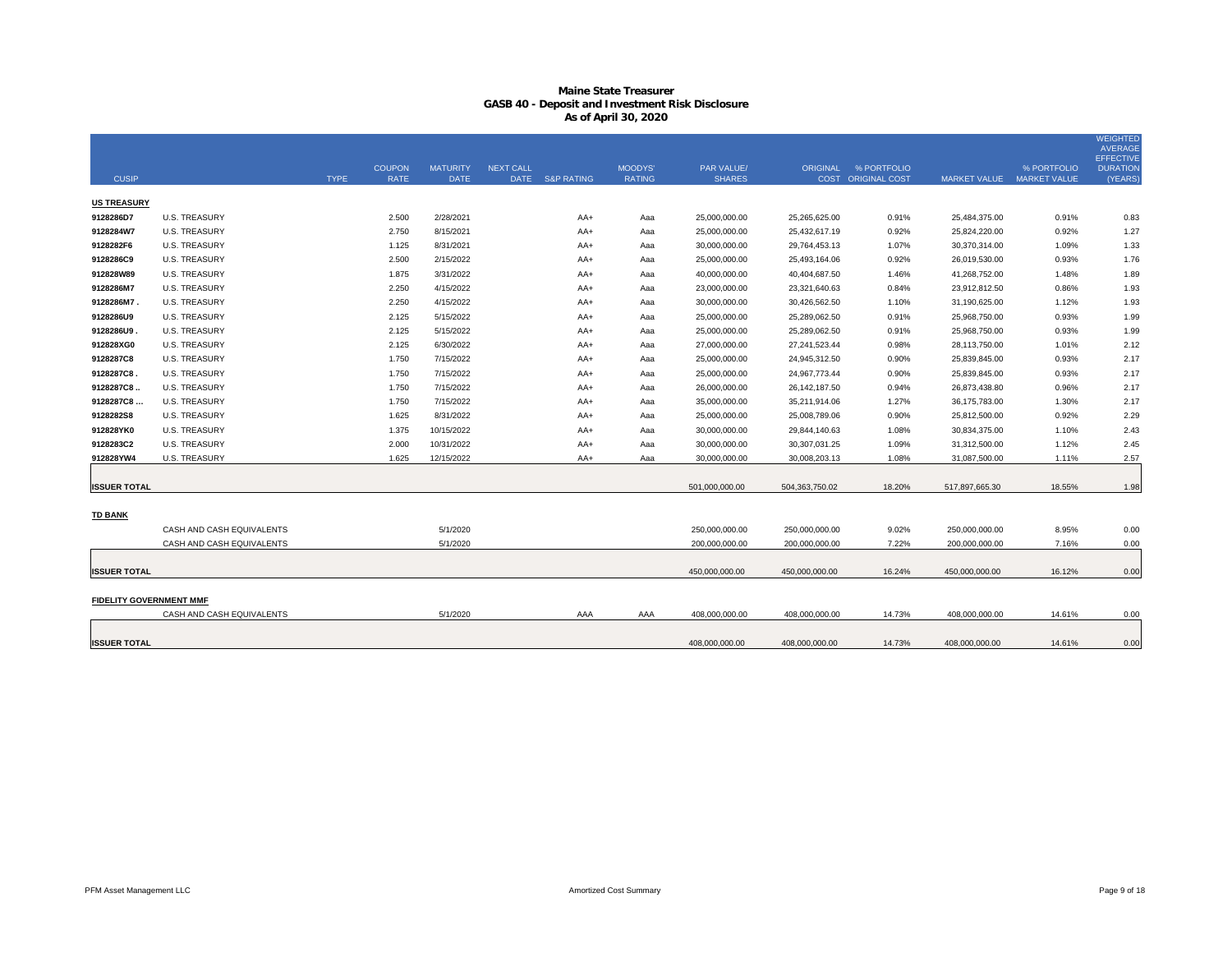# Maine State Treasurer
## GASB 40 - Deposit and Investment Risk Disclosure
### As of April 30, 2020

| CUSIP | | TYPE | COUPON RATE | MATURITY DATE | NEXT CALL DATE | S&P RATING | MOODYS' RATING | PAR VALUE/ SHARES | ORIGINAL COST | % PORTFOLIO ORIGINAL COST | MARKET VALUE | % PORTFOLIO MARKET VALUE | WEIGHTED AVERAGE EFFECTIVE DURATION (YEARS) |
|---|---|---|---|---|---|---|---|---|---|---|---|---|---|
| **US TREASURY** | | | | | | | | | | | | | |
| 9128286D7 | U.S. TREASURY | | 2.500 | 2/28/2021 | | AA+ | Aaa | 25,000,000.00 | 25,265,625.00 | 0.91% | 25,484,375.00 | 0.91% | 0.83 |
| 9128284W7 | U.S. TREASURY | | 2.750 | 8/15/2021 | | AA+ | Aaa | 25,000,000.00 | 25,432,617.19 | 0.92% | 25,824,220.00 | 0.92% | 1.27 |
| 9128282F6 | U.S. TREASURY | | 1.125 | 8/31/2021 | | AA+ | Aaa | 30,000,000.00 | 29,764,453.13 | 1.07% | 30,370,314.00 | 1.09% | 1.33 |
| 9128286C9 | U.S. TREASURY | | 2.500 | 2/15/2022 | | AA+ | Aaa | 25,000,000.00 | 25,493,164.06 | 0.92% | 26,019,530.00 | 0.93% | 1.76 |
| 912828W89 | U.S. TREASURY | | 1.875 | 3/31/2022 | | AA+ | Aaa | 40,000,000.00 | 40,404,687.50 | 1.46% | 41,268,752.00 | 1.48% | 1.89 |
| 9128286M7 | U.S. TREASURY | | 2.250 | 4/15/2022 | | AA+ | Aaa | 23,000,000.00 | 23,321,640.63 | 0.84% | 23,912,812.50 | 0.86% | 1.93 |
| 9128286M7 . | U.S. TREASURY | | 2.250 | 4/15/2022 | | AA+ | Aaa | 30,000,000.00 | 30,426,562.50 | 1.10% | 31,190,625.00 | 1.12% | 1.93 |
| 9128286U9 | U.S. TREASURY | | 2.125 | 5/15/2022 | | AA+ | Aaa | 25,000,000.00 | 25,289,062.50 | 0.91% | 25,968,750.00 | 0.93% | 1.99 |
| 9128286U9 . | U.S. TREASURY | | 2.125 | 5/15/2022 | | AA+ | Aaa | 25,000,000.00 | 25,289,062.50 | 0.91% | 25,968,750.00 | 0.93% | 1.99 |
| 912828XG0 | U.S. TREASURY | | 2.125 | 6/30/2022 | | AA+ | Aaa | 27,000,000.00 | 27,241,523.44 | 0.98% | 28,113,750.00 | 1.01% | 2.12 |
| 9128287C8 | U.S. TREASURY | | 1.750 | 7/15/2022 | | AA+ | Aaa | 25,000,000.00 | 24,945,312.50 | 0.90% | 25,839,845.00 | 0.93% | 2.17 |
| 9128287C8 . | U.S. TREASURY | | 1.750 | 7/15/2022 | | AA+ | Aaa | 25,000,000.00 | 24,967,773.44 | 0.90% | 25,839,845.00 | 0.93% | 2.17 |
| 9128287C8 .. | U.S. TREASURY | | 1.750 | 7/15/2022 | | AA+ | Aaa | 26,000,000.00 | 26,142,187.50 | 0.94% | 26,873,438.80 | 0.96% | 2.17 |
| 9128287C8 ... | U.S. TREASURY | | 1.750 | 7/15/2022 | | AA+ | Aaa | 35,000,000.00 | 35,211,914.06 | 1.27% | 36,175,783.00 | 1.30% | 2.17 |
| 9128282S8 | U.S. TREASURY | | 1.625 | 8/31/2022 | | AA+ | Aaa | 25,000,000.00 | 25,008,789.06 | 0.90% | 25,812,500.00 | 0.92% | 2.29 |
| 912828YK0 | U.S. TREASURY | | 1.375 | 10/15/2022 | | AA+ | Aaa | 30,000,000.00 | 29,844,140.63 | 1.08% | 30,834,375.00 | 1.10% | 2.43 |
| 9128283C2 | U.S. TREASURY | | 2.000 | 10/31/2022 | | AA+ | Aaa | 30,000,000.00 | 30,307,031.25 | 1.09% | 31,312,500.00 | 1.12% | 2.45 |
| 912828YW4 | U.S. TREASURY | | 1.625 | 12/15/2022 | | AA+ | Aaa | 30,000,000.00 | 30,008,203.13 | 1.08% | 31,087,500.00 | 1.11% | 2.57 |
| **ISSUER TOTAL** | | | | | | | | 501,000,000.00 | 504,363,750.02 | 18.20% | 517,897,665.30 | 18.55% | 1.98 |
| **TD BANK** | | | | | | | | | | | | | |
| | CASH AND CASH EQUIVALENTS | | | 5/1/2020 | | | | 250,000,000.00 | 250,000,000.00 | 9.02% | 250,000,000.00 | 8.95% | 0.00 |
| | CASH AND CASH EQUIVALENTS | | | 5/1/2020 | | | | 200,000,000.00 | 200,000,000.00 | 7.22% | 200,000,000.00 | 7.16% | 0.00 |
| **ISSUER TOTAL** | | | | | | | | 450,000,000.00 | 450,000,000.00 | 16.24% | 450,000,000.00 | 16.12% | 0.00 |
| **FIDELITY GOVERNMENT MMF** | | | | | | | | | | | | | |
| | CASH AND CASH EQUIVALENTS | | | 5/1/2020 | | AAA | AAA | 408,000,000.00 | 408,000,000.00 | 14.73% | 408,000,000.00 | 14.61% | 0.00 |
| **ISSUER TOTAL** | | | | | | | | 408,000,000.00 | 408,000,000.00 | 14.73% | 408,000,000.00 | 14.61% | 0.00 |

PFM Asset Management LLC — Amortized Cost Summary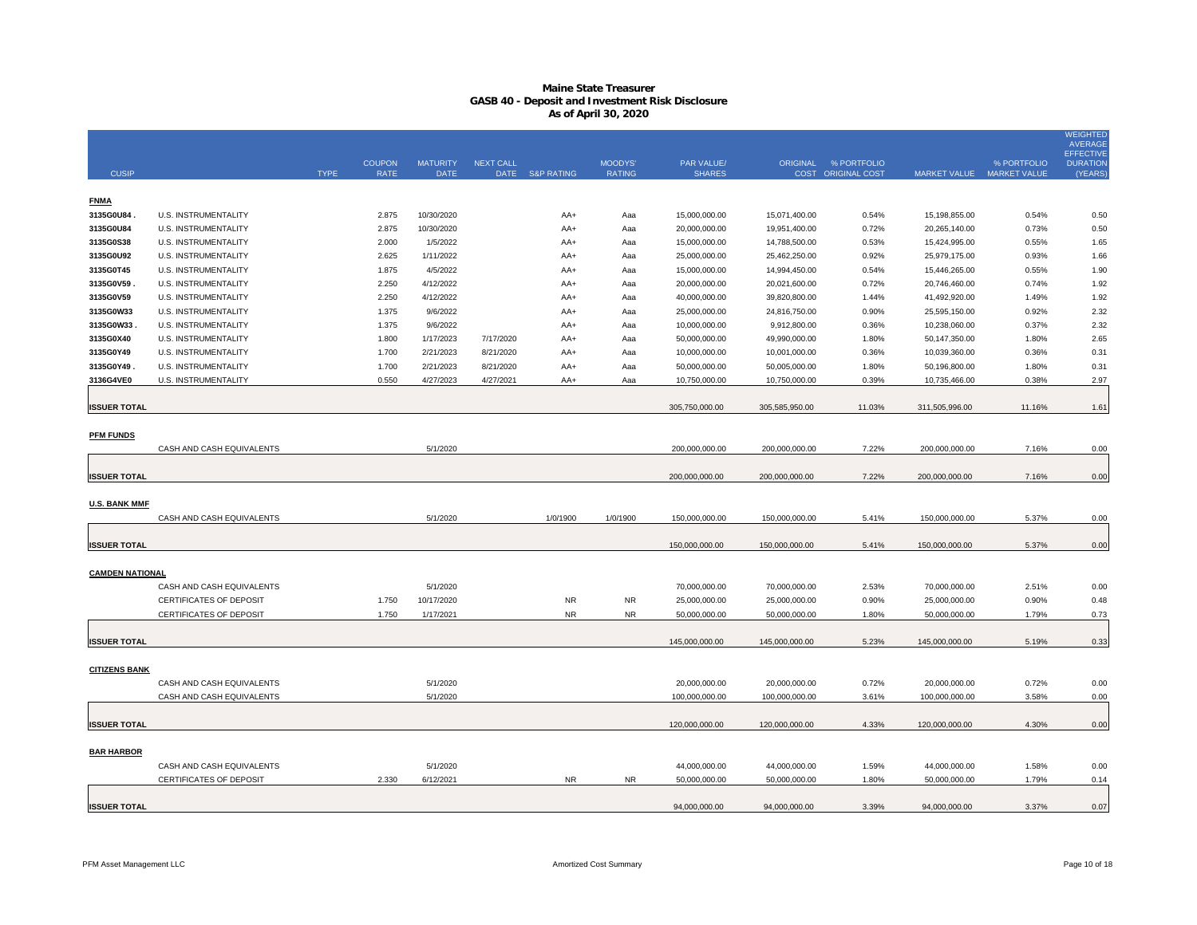# Maine State Treasurer
## GASB 40 - Deposit and Investment Risk Disclosure
### As of April 30, 2020

| CUSIP | | TYPE | COUPON RATE | MATURITY DATE | NEXT CALL DATE | S&P RATING | MOODYS' RATING | PAR VALUE/ SHARES | ORIGINAL COST | % PORTFOLIO ORIGINAL COST | MARKET VALUE | % PORTFOLIO MARKET VALUE | WEIGHTED AVERAGE EFFECTIVE DURATION (YEARS) |
|---|---|---|---|---|---|---|---|---|---|---|---|---|---|
| **FNMA** | | | | | | | | | | | | | |
| 3135G0U84 . | U.S. INSTRUMENTALITY | | 2.875 | 10/30/2020 | | AA+ | Aaa | 15,000,000.00 | 15,071,400.00 | 0.54% | 15,198,855.00 | 0.54% | 0.50 |
| 3135G0U84 | U.S. INSTRUMENTALITY | | 2.875 | 10/30/2020 | | AA+ | Aaa | 20,000,000.00 | 19,951,400.00 | 0.72% | 20,265,140.00 | 0.73% | 0.50 |
| 3135G0S38 | U.S. INSTRUMENTALITY | | 2.000 | 1/5/2022 | | AA+ | Aaa | 15,000,000.00 | 14,788,500.00 | 0.53% | 15,424,995.00 | 0.55% | 1.65 |
| 3135G0U92 | U.S. INSTRUMENTALITY | | 2.625 | 1/11/2022 | | AA+ | Aaa | 25,000,000.00 | 25,462,250.00 | 0.92% | 25,979,175.00 | 0.93% | 1.66 |
| 3135G0T45 | U.S. INSTRUMENTALITY | | 1.875 | 4/5/2022 | | AA+ | Aaa | 15,000,000.00 | 14,994,450.00 | 0.54% | 15,446,265.00 | 0.55% | 1.90 |
| 3135G0V59 . | U.S. INSTRUMENTALITY | | 2.250 | 4/12/2022 | | AA+ | Aaa | 20,000,000.00 | 20,021,600.00 | 0.72% | 20,746,460.00 | 0.74% | 1.92 |
| 3135G0V59 | U.S. INSTRUMENTALITY | | 2.250 | 4/12/2022 | | AA+ | Aaa | 40,000,000.00 | 39,820,800.00 | 1.44% | 41,492,920.00 | 1.49% | 1.92 |
| 3135G0W33 | U.S. INSTRUMENTALITY | | 1.375 | 9/6/2022 | | AA+ | Aaa | 25,000,000.00 | 24,816,750.00 | 0.90% | 25,595,150.00 | 0.92% | 2.32 |
| 3135G0W33 . | U.S. INSTRUMENTALITY | | 1.375 | 9/6/2022 | | AA+ | Aaa | 10,000,000.00 | 9,912,800.00 | 0.36% | 10,238,060.00 | 0.37% | 2.32 |
| 3135G0X40 | U.S. INSTRUMENTALITY | | 1.800 | 1/17/2023 | 7/17/2020 | AA+ | Aaa | 50,000,000.00 | 49,990,000.00 | 1.80% | 50,147,350.00 | 1.80% | 2.65 |
| 3135G0Y49 | U.S. INSTRUMENTALITY | | 1.700 | 2/21/2023 | 8/21/2020 | AA+ | Aaa | 10,000,000.00 | 10,001,000.00 | 0.36% | 10,039,360.00 | 0.36% | 0.31 |
| 3135G0Y49 . | U.S. INSTRUMENTALITY | | 1.700 | 2/21/2023 | 8/21/2020 | AA+ | Aaa | 50,000,000.00 | 50,005,000.00 | 1.80% | 50,196,800.00 | 1.80% | 0.31 |
| 3136G4VE0 | U.S. INSTRUMENTALITY | | 0.550 | 4/27/2023 | 4/27/2021 | AA+ | Aaa | 10,750,000.00 | 10,750,000.00 | 0.39% | 10,735,466.00 | 0.38% | 2.97 |
| **ISSUER TOTAL** | | | | | | | | 305,750,000.00 | 305,585,950.00 | 11.03% | 311,505,996.00 | 11.16% | 1.61 |
| **PFM FUNDS** | | | | | | | | | | | | | |
| | CASH AND CASH EQUIVALENTS | | | 5/1/2020 | | | | 200,000,000.00 | 200,000,000.00 | 7.22% | 200,000,000.00 | 7.16% | 0.00 |
| **ISSUER TOTAL** | | | | | | | | 200,000,000.00 | 200,000,000.00 | 7.22% | 200,000,000.00 | 7.16% | 0.00 |
| **U.S. BANK MMF** | | | | | | | | | | | | | |
| | CASH AND CASH EQUIVALENTS | | | 5/1/2020 | | 1/0/1900 | 1/0/1900 | 150,000,000.00 | 150,000,000.00 | 5.41% | 150,000,000.00 | 5.37% | 0.00 |
| **ISSUER TOTAL** | | | | | | | | 150,000,000.00 | 150,000,000.00 | 5.41% | 150,000,000.00 | 5.37% | 0.00 |
| **CAMDEN NATIONAL** | | | | | | | | | | | | | |
| | CASH AND CASH EQUIVALENTS | | | 5/1/2020 | | | | 70,000,000.00 | 70,000,000.00 | 2.53% | 70,000,000.00 | 2.51% | 0.00 |
| | CERTIFICATES OF DEPOSIT | | 1.750 | 10/17/2020 | | NR | NR | 25,000,000.00 | 25,000,000.00 | 0.90% | 25,000,000.00 | 0.90% | 0.48 |
| | CERTIFICATES OF DEPOSIT | | 1.750 | 1/17/2021 | | NR | NR | 50,000,000.00 | 50,000,000.00 | 1.80% | 50,000,000.00 | 1.79% | 0.73 |
| **ISSUER TOTAL** | | | | | | | | 145,000,000.00 | 145,000,000.00 | 5.23% | 145,000,000.00 | 5.19% | 0.33 |
| **CITIZENS BANK** | | | | | | | | | | | | | |
| | CASH AND CASH EQUIVALENTS | | | 5/1/2020 | | | | 20,000,000.00 | 20,000,000.00 | 0.72% | 20,000,000.00 | 0.72% | 0.00 |
| | CASH AND CASH EQUIVALENTS | | | 5/1/2020 | | | | 100,000,000.00 | 100,000,000.00 | 3.61% | 100,000,000.00 | 3.58% | 0.00 |
| **ISSUER TOTAL** | | | | | | | | 120,000,000.00 | 120,000,000.00 | 4.33% | 120,000,000.00 | 4.30% | 0.00 |
| **BAR HARBOR** | | | | | | | | | | | | | |
| | CASH AND CASH EQUIVALENTS | | | 5/1/2020 | | | | 44,000,000.00 | 44,000,000.00 | 1.59% | 44,000,000.00 | 1.58% | 0.00 |
| | CERTIFICATES OF DEPOSIT | | 2.330 | 6/12/2021 | | NR | NR | 50,000,000.00 | 50,000,000.00 | 1.80% | 50,000,000.00 | 1.79% | 0.14 |
| **ISSUER TOTAL** | | | | | | | | 94,000,000.00 | 94,000,000.00 | 3.39% | 94,000,000.00 | 3.37% | 0.07 |

PFM Asset Management LLC

Amortized Cost Summary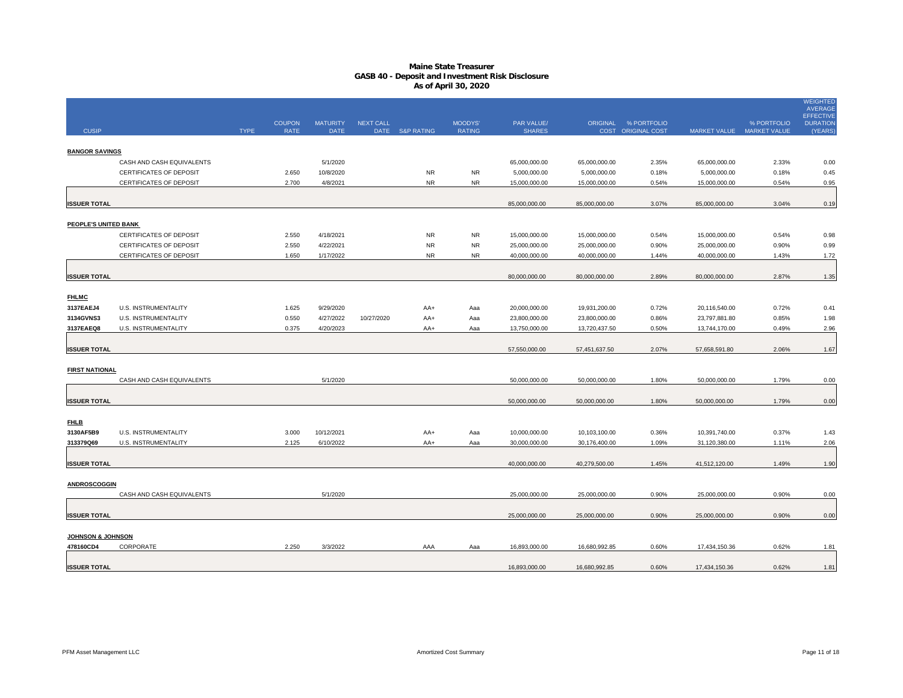# Maine State Treasurer
## GASB 40 - Deposit and Investment Risk Disclosure
### As of April 30, 2020

| CUSIP | | TYPE | COUPON RATE | MATURITY DATE | NEXT CALL DATE | S&P RATING | MOODYS' RATING | PAR VALUE/ SHARES | ORIGINAL COST | % PORTFOLIO ORIGINAL COST | MARKET VALUE | % PORTFOLIO MARKET VALUE | WEIGHTED AVERAGE EFFECTIVE DURATION (YEARS) |
|---|---|---|---|---|---|---|---|---|---|---|---|---|---|
| **BANGOR SAVINGS** | | | | | | | | | | | | | |
| | CASH AND CASH EQUIVALENTS | | | 5/1/2020 | | | | 65,000,000.00 | 65,000,000.00 | 2.35% | 65,000,000.00 | 2.33% | 0.00 |
| | CERTIFICATES OF DEPOSIT | | 2.650 | 10/8/2020 | | NR | NR | 5,000,000.00 | 5,000,000.00 | 0.18% | 5,000,000.00 | 0.18% | 0.45 |
| | CERTIFICATES OF DEPOSIT | | 2.700 | 4/8/2021 | | NR | NR | 15,000,000.00 | 15,000,000.00 | 0.54% | 15,000,000.00 | 0.54% | 0.95 |
| **ISSUER TOTAL** | | | | | | | | 85,000,000.00 | 85,000,000.00 | 3.07% | 85,000,000.00 | 3.04% | 0.19 |
| **PEOPLE'S UNITED BANK** | | | | | | | | | | | | | |
| | CERTIFICATES OF DEPOSIT | | 2.550 | 4/18/2021 | | NR | NR | 15,000,000.00 | 15,000,000.00 | 0.54% | 15,000,000.00 | 0.54% | 0.98 |
| | CERTIFICATES OF DEPOSIT | | 2.550 | 4/22/2021 | | NR | NR | 25,000,000.00 | 25,000,000.00 | 0.90% | 25,000,000.00 | 0.90% | 0.99 |
| | CERTIFICATES OF DEPOSIT | | 1.650 | 1/17/2022 | | NR | NR | 40,000,000.00 | 40,000,000.00 | 1.44% | 40,000,000.00 | 1.43% | 1.72 |
| **ISSUER TOTAL** | | | | | | | | 80,000,000.00 | 80,000,000.00 | 2.89% | 80,000,000.00 | 2.87% | 1.35 |
| **FHLMC** | | | | | | | | | | | | | |
| **3137EAEJ4** | U.S. INSTRUMENTALITY | | 1.625 | 9/29/2020 | | AA+ | Aaa | 20,000,000.00 | 19,931,200.00 | 0.72% | 20,116,540.00 | 0.72% | 0.41 |
| **3134GVNS3** | U.S. INSTRUMENTALITY | | 0.550 | 4/27/2022 | 10/27/2020 | AA+ | Aaa | 23,800,000.00 | 23,800,000.00 | 0.86% | 23,797,881.80 | 0.85% | 1.98 |
| **3137EAEQ8** | U.S. INSTRUMENTALITY | | 0.375 | 4/20/2023 | | AA+ | Aaa | 13,750,000.00 | 13,720,437.50 | 0.50% | 13,744,170.00 | 0.49% | 2.96 |
| **ISSUER TOTAL** | | | | | | | | 57,550,000.00 | 57,451,637.50 | 2.07% | 57,658,591.80 | 2.06% | 1.67 |
| **FIRST NATIONAL** | | | | | | | | | | | | | |
| | CASH AND CASH EQUIVALENTS | | | 5/1/2020 | | | | 50,000,000.00 | 50,000,000.00 | 1.80% | 50,000,000.00 | 1.79% | 0.00 |
| **ISSUER TOTAL** | | | | | | | | 50,000,000.00 | 50,000,000.00 | 1.80% | 50,000,000.00 | 1.79% | 0.00 |
| **FHLB** | | | | | | | | | | | | | |
| **3130AF5B9** | U.S. INSTRUMENTALITY | | 3.000 | 10/12/2021 | | AA+ | Aaa | 10,000,000.00 | 10,103,100.00 | 0.36% | 10,391,740.00 | 0.37% | 1.43 |
| **313379Q69** | U.S. INSTRUMENTALITY | | 2.125 | 6/10/2022 | | AA+ | Aaa | 30,000,000.00 | 30,176,400.00 | 1.09% | 31,120,380.00 | 1.11% | 2.06 |
| **ISSUER TOTAL** | | | | | | | | 40,000,000.00 | 40,279,500.00 | 1.45% | 41,512,120.00 | 1.49% | 1.90 |
| **ANDROSCOGGIN** | | | | | | | | | | | | | |
| | CASH AND CASH EQUIVALENTS | | | 5/1/2020 | | | | 25,000,000.00 | 25,000,000.00 | 0.90% | 25,000,000.00 | 0.90% | 0.00 |
| **ISSUER TOTAL** | | | | | | | | 25,000,000.00 | 25,000,000.00 | 0.90% | 25,000,000.00 | 0.90% | 0.00 |
| **JOHNSON & JOHNSON** | | | | | | | | | | | | | |
| **478160CD4** | CORPORATE | | 2.250 | 3/3/2022 | | AAA | Aaa | 16,893,000.00 | 16,680,992.85 | 0.60% | 17,434,150.36 | 0.62% | 1.81 |
| **ISSUER TOTAL** | | | | | | | | 16,893,000.00 | 16,680,992.85 | 0.60% | 17,434,150.36 | 0.62% | 1.81 |

PFM Asset Management LLC — Amortized Cost Summary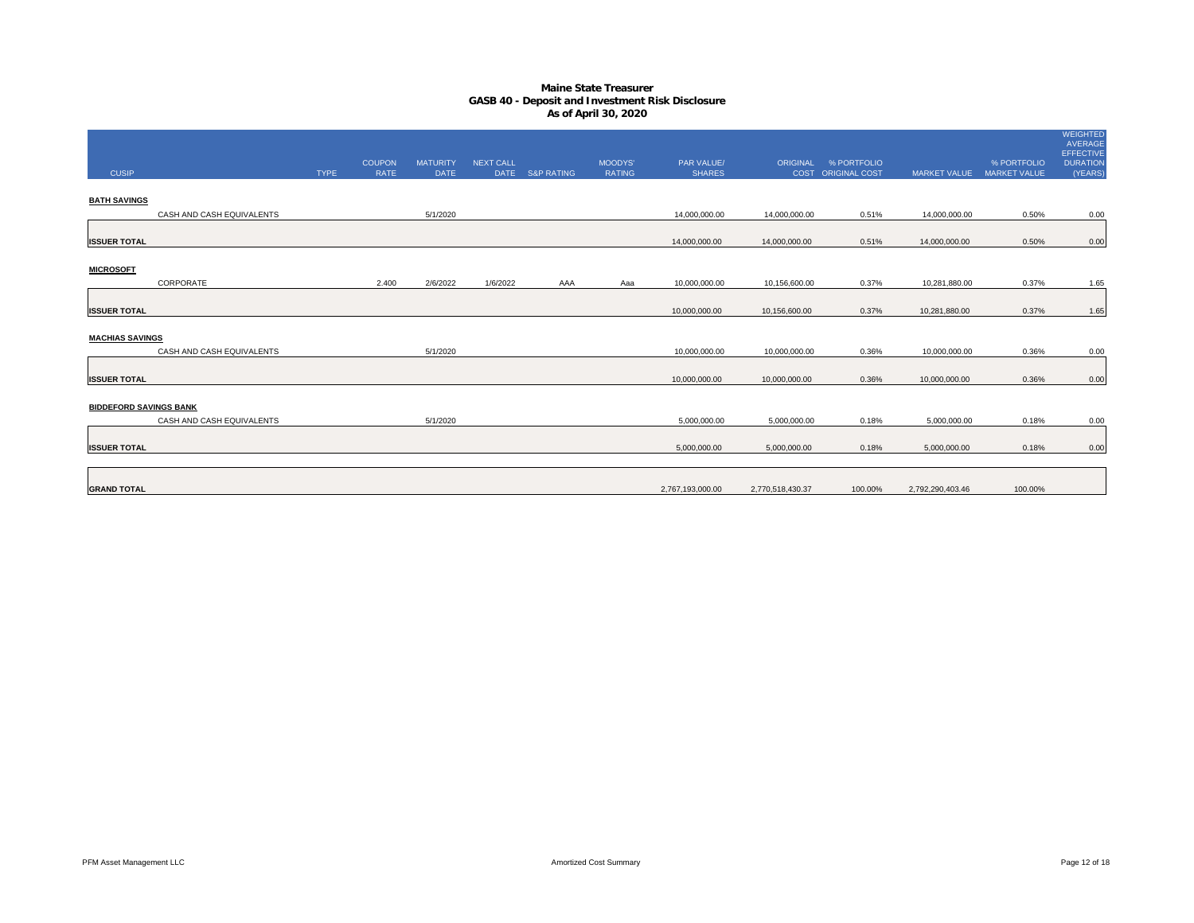# Maine State Treasurer
## GASB 40 - Deposit and Investment Risk Disclosure
### As of April 30, 2020

| CUSIP | TYPE | COUPON RATE | MATURITY DATE | NEXT CALL DATE | S&P RATING | MOODYS' RATING | PAR VALUE/ SHARES | ORIGINAL COST | % PORTFOLIO ORIGINAL COST | MARKET VALUE | % PORTFOLIO MARKET VALUE | WEIGHTED AVERAGE EFFECTIVE DURATION (YEARS) |
|---|---|---|---|---|---|---|---|---|---|---|---|---|
| **BATH SAVINGS** | | | | | | | | | | | | |
| CASH AND CASH EQUIVALENTS | | | 5/1/2020 | | | | 14,000,000.00 | 14,000,000.00 | 0.51% | 14,000,000.00 | 0.50% | 0.00 |
| **ISSUER TOTAL** | | | | | | | 14,000,000.00 | 14,000,000.00 | 0.51% | 14,000,000.00 | 0.50% | 0.00 |
| **MICROSOFT** | | | | | | | | | | | | |
| CORPORATE | | 2.400 | 2/6/2022 | 1/6/2022 | AAA | Aaa | 10,000,000.00 | 10,156,600.00 | 0.37% | 10,281,880.00 | 0.37% | 1.65 |
| **ISSUER TOTAL** | | | | | | | 10,000,000.00 | 10,156,600.00 | 0.37% | 10,281,880.00 | 0.37% | 1.65 |
| **MACHIAS SAVINGS** | | | | | | | | | | | | |
| CASH AND CASH EQUIVALENTS | | | 5/1/2020 | | | | 10,000,000.00 | 10,000,000.00 | 0.36% | 10,000,000.00 | 0.36% | 0.00 |
| **ISSUER TOTAL** | | | | | | | 10,000,000.00 | 10,000,000.00 | 0.36% | 10,000,000.00 | 0.36% | 0.00 |
| **BIDDEFORD SAVINGS BANK** | | | | | | | | | | | | |
| CASH AND CASH EQUIVALENTS | | | 5/1/2020 | | | | 5,000,000.00 | 5,000,000.00 | 0.18% | 5,000,000.00 | 0.18% | 0.00 |
| **ISSUER TOTAL** | | | | | | | 5,000,000.00 | 5,000,000.00 | 0.18% | 5,000,000.00 | 0.18% | 0.00 |
| **GRAND TOTAL** | | | | | | | 2,767,193,000.00 | 2,770,518,430.37 | 100.00% | 2,792,290,403.46 | 100.00% | |

PFM Asset Management LLC — Amortized Cost Summary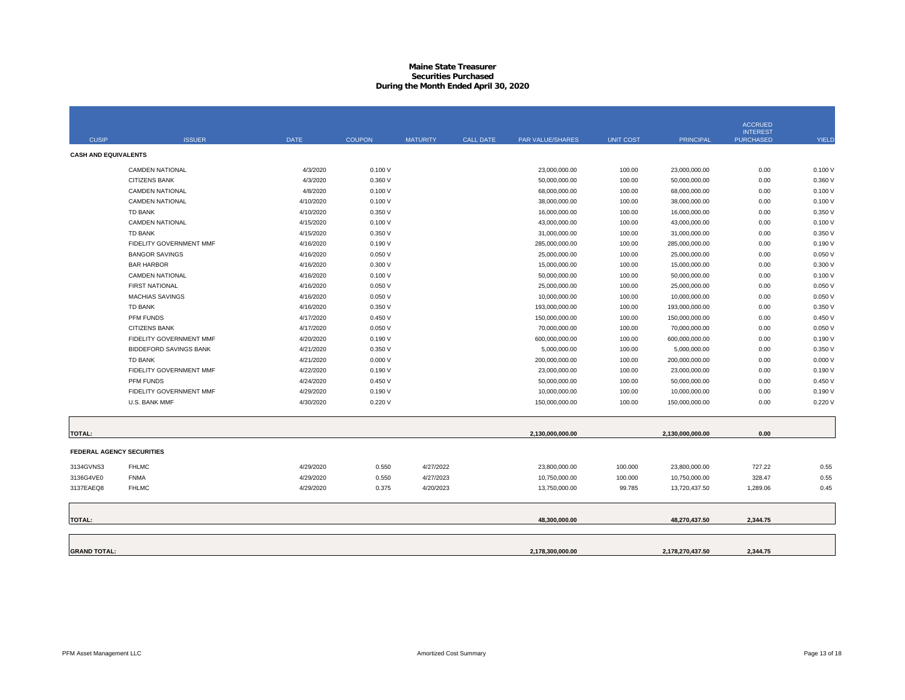# Maine State Treasurer
## Securities Purchased
## During the Month Ended April 30, 2020

| CUSIP | ISSUER | DATE | COUPON | MATURITY | CALL DATE | PAR VALUE/SHARES | UNIT COST | PRINCIPAL | ACCRUED INTEREST PURCHASED | YIELD |
|---|---|---|---|---|---|---|---|---|---|---|
| **CASH AND EQUIVALENTS** | | | | | | | | | | |
| | CAMDEN NATIONAL | 4/3/2020 | 0.100 V | | | 23,000,000.00 | 100.00 | 23,000,000.00 | 0.00 | 0.100 V |
| | CITIZENS BANK | 4/3/2020 | 0.360 V | | | 50,000,000.00 | 100.00 | 50,000,000.00 | 0.00 | 0.360 V |
| | CAMDEN NATIONAL | 4/8/2020 | 0.100 V | | | 68,000,000.00 | 100.00 | 68,000,000.00 | 0.00 | 0.100 V |
| | CAMDEN NATIONAL | 4/10/2020 | 0.100 V | | | 38,000,000.00 | 100.00 | 38,000,000.00 | 0.00 | 0.100 V |
| | TD BANK | 4/10/2020 | 0.350 V | | | 16,000,000.00 | 100.00 | 16,000,000.00 | 0.00 | 0.350 V |
| | CAMDEN NATIONAL | 4/15/2020 | 0.100 V | | | 43,000,000.00 | 100.00 | 43,000,000.00 | 0.00 | 0.100 V |
| | TD BANK | 4/15/2020 | 0.350 V | | | 31,000,000.00 | 100.00 | 31,000,000.00 | 0.00 | 0.350 V |
| | FIDELITY GOVERNMENT MMF | 4/16/2020 | 0.190 V | | | 285,000,000.00 | 100.00 | 285,000,000.00 | 0.00 | 0.190 V |
| | BANGOR SAVINGS | 4/16/2020 | 0.050 V | | | 25,000,000.00 | 100.00 | 25,000,000.00 | 0.00 | 0.050 V |
| | BAR HARBOR | 4/16/2020 | 0.300 V | | | 15,000,000.00 | 100.00 | 15,000,000.00 | 0.00 | 0.300 V |
| | CAMDEN NATIONAL | 4/16/2020 | 0.100 V | | | 50,000,000.00 | 100.00 | 50,000,000.00 | 0.00 | 0.100 V |
| | FIRST NATIONAL | 4/16/2020 | 0.050 V | | | 25,000,000.00 | 100.00 | 25,000,000.00 | 0.00 | 0.050 V |
| | MACHIAS SAVINGS | 4/16/2020 | 0.050 V | | | 10,000,000.00 | 100.00 | 10,000,000.00 | 0.00 | 0.050 V |
| | TD BANK | 4/16/2020 | 0.350 V | | | 193,000,000.00 | 100.00 | 193,000,000.00 | 0.00 | 0.350 V |
| | PFM FUNDS | 4/17/2020 | 0.450 V | | | 150,000,000.00 | 100.00 | 150,000,000.00 | 0.00 | 0.450 V |
| | CITIZENS BANK | 4/17/2020 | 0.050 V | | | 70,000,000.00 | 100.00 | 70,000,000.00 | 0.00 | 0.050 V |
| | FIDELITY GOVERNMENT MMF | 4/20/2020 | 0.190 V | | | 600,000,000.00 | 100.00 | 600,000,000.00 | 0.00 | 0.190 V |
| | BIDDEFORD SAVINGS BANK | 4/21/2020 | 0.350 V | | | 5,000,000.00 | 100.00 | 5,000,000.00 | 0.00 | 0.350 V |
| | TD BANK | 4/21/2020 | 0.000 V | | | 200,000,000.00 | 100.00 | 200,000,000.00 | 0.00 | 0.000 V |
| | FIDELITY GOVERNMENT MMF | 4/22/2020 | 0.190 V | | | 23,000,000.00 | 100.00 | 23,000,000.00 | 0.00 | 0.190 V |
| | PFM FUNDS | 4/24/2020 | 0.450 V | | | 50,000,000.00 | 100.00 | 50,000,000.00 | 0.00 | 0.450 V |
| | FIDELITY GOVERNMENT MMF | 4/29/2020 | 0.190 V | | | 10,000,000.00 | 100.00 | 10,000,000.00 | 0.00 | 0.190 V |
| | U.S. BANK MMF | 4/30/2020 | 0.220 V | | | 150,000,000.00 | 100.00 | 150,000,000.00 | 0.00 | 0.220 V |
| **TOTAL:** | | | | | | **2,130,000,000.00** | | **2,130,000,000.00** | **0.00** | |
| **FEDERAL AGENCY SECURITIES** | | | | | | | | | | |
| 3134GVNS3 | FHLMC | 4/29/2020 | 0.550 | 4/27/2022 | | 23,800,000.00 | 100.000 | 23,800,000.00 | 727.22 | 0.55 |
| 3136G4VE0 | FNMA | 4/29/2020 | 0.550 | 4/27/2023 | | 10,750,000.00 | 100.000 | 10,750,000.00 | 328.47 | 0.55 |
| 3137EAEQ8 | FHLMC | 4/29/2020 | 0.375 | 4/20/2023 | | 13,750,000.00 | 99.785 | 13,720,437.50 | 1,289.06 | 0.45 |
| **TOTAL:** | | | | | | **48,300,000.00** | | **48,270,437.50** | **2,344.75** | |
| **GRAND TOTAL:** | | | | | | **2,178,300,000.00** | | **2,178,270,437.50** | **2,344.75** | |

PFM Asset Management LLC — Amortized Cost Summary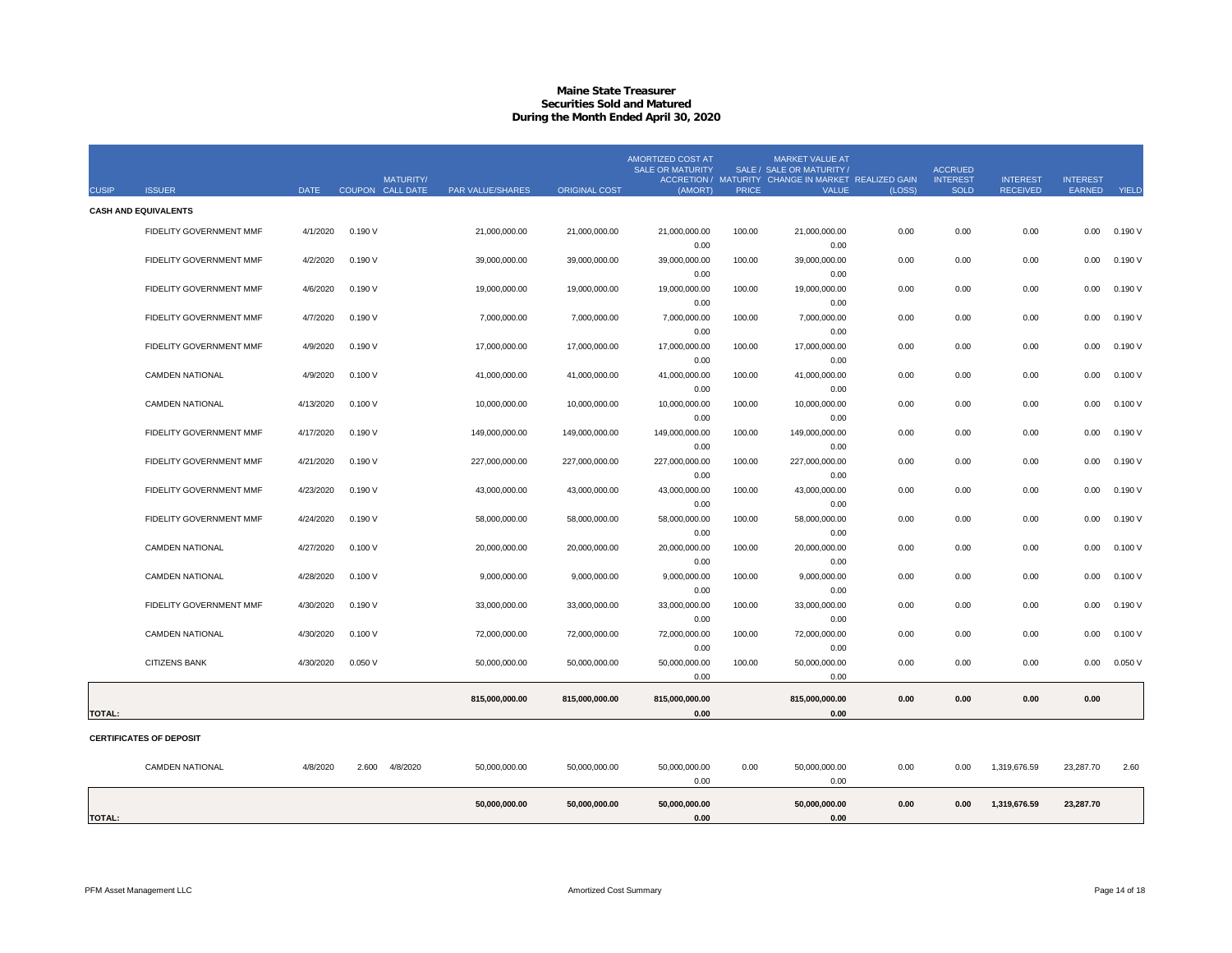# Maine State Treasurer
## Securities Sold and Matured
### During the Month Ended April 30, 2020

| CUSIP | ISSUER | DATE | COUPON | MATURITY/ CALL DATE | PAR VALUE/SHARES | ORIGINAL COST | AMORTIZED COST AT SALE OR MATURITY ACCRETION / (AMORT) | SALE / MATURITY PRICE | MARKET VALUE AT SALE OR MATURITY / CHANGE IN MARKET VALUE | REALIZED GAIN (LOSS) | ACCRUED INTEREST SOLD | INTEREST RECEIVED | INTEREST EARNED | YIELD |
|---|---|---|---|---|---|---|---|---|---|---|---|---|---|---|
| **CASH AND EQUIVALENTS** | | | | | | | | | | | | | | |
| | FIDELITY GOVERNMENT MMF | 4/1/2020 | 0.190 V | | 21,000,000.00 | 21,000,000.00 | 21,000,000.00 / 0.00 | 100.00 | 21,000,000.00 / 0.00 | 0.00 | 0.00 | 0.00 | 0.00 | 0.190 V |
| | FIDELITY GOVERNMENT MMF | 4/2/2020 | 0.190 V | | 39,000,000.00 | 39,000,000.00 | 39,000,000.00 / 0.00 | 100.00 | 39,000,000.00 / 0.00 | 0.00 | 0.00 | 0.00 | 0.00 | 0.190 V |
| | FIDELITY GOVERNMENT MMF | 4/6/2020 | 0.190 V | | 19,000,000.00 | 19,000,000.00 | 19,000,000.00 / 0.00 | 100.00 | 19,000,000.00 / 0.00 | 0.00 | 0.00 | 0.00 | 0.00 | 0.190 V |
| | FIDELITY GOVERNMENT MMF | 4/7/2020 | 0.190 V | | 7,000,000.00 | 7,000,000.00 | 7,000,000.00 / 0.00 | 100.00 | 7,000,000.00 / 0.00 | 0.00 | 0.00 | 0.00 | 0.00 | 0.190 V |
| | FIDELITY GOVERNMENT MMF | 4/9/2020 | 0.190 V | | 17,000,000.00 | 17,000,000.00 | 17,000,000.00 / 0.00 | 100.00 | 17,000,000.00 / 0.00 | 0.00 | 0.00 | 0.00 | 0.00 | 0.190 V |
| | CAMDEN NATIONAL | 4/9/2020 | 0.100 V | | 41,000,000.00 | 41,000,000.00 | 41,000,000.00 / 0.00 | 100.00 | 41,000,000.00 / 0.00 | 0.00 | 0.00 | 0.00 | 0.00 | 0.100 V |
| | CAMDEN NATIONAL | 4/13/2020 | 0.100 V | | 10,000,000.00 | 10,000,000.00 | 10,000,000.00 / 0.00 | 100.00 | 10,000,000.00 / 0.00 | 0.00 | 0.00 | 0.00 | 0.00 | 0.100 V |
| | FIDELITY GOVERNMENT MMF | 4/17/2020 | 0.190 V | | 149,000,000.00 | 149,000,000.00 | 149,000,000.00 / 0.00 | 100.00 | 149,000,000.00 / 0.00 | 0.00 | 0.00 | 0.00 | 0.00 | 0.190 V |
| | FIDELITY GOVERNMENT MMF | 4/21/2020 | 0.190 V | | 227,000,000.00 | 227,000,000.00 | 227,000,000.00 / 0.00 | 100.00 | 227,000,000.00 / 0.00 | 0.00 | 0.00 | 0.00 | 0.00 | 0.190 V |
| | FIDELITY GOVERNMENT MMF | 4/23/2020 | 0.190 V | | 43,000,000.00 | 43,000,000.00 | 43,000,000.00 / 0.00 | 100.00 | 43,000,000.00 / 0.00 | 0.00 | 0.00 | 0.00 | 0.00 | 0.190 V |
| | FIDELITY GOVERNMENT MMF | 4/24/2020 | 0.190 V | | 58,000,000.00 | 58,000,000.00 | 58,000,000.00 / 0.00 | 100.00 | 58,000,000.00 / 0.00 | 0.00 | 0.00 | 0.00 | 0.00 | 0.190 V |
| | CAMDEN NATIONAL | 4/27/2020 | 0.100 V | | 20,000,000.00 | 20,000,000.00 | 20,000,000.00 / 0.00 | 100.00 | 20,000,000.00 / 0.00 | 0.00 | 0.00 | 0.00 | 0.00 | 0.100 V |
| | CAMDEN NATIONAL | 4/28/2020 | 0.100 V | | 9,000,000.00 | 9,000,000.00 | 9,000,000.00 / 0.00 | 100.00 | 9,000,000.00 / 0.00 | 0.00 | 0.00 | 0.00 | 0.00 | 0.100 V |
| | FIDELITY GOVERNMENT MMF | 4/30/2020 | 0.190 V | | 33,000,000.00 | 33,000,000.00 | 33,000,000.00 / 0.00 | 100.00 | 33,000,000.00 / 0.00 | 0.00 | 0.00 | 0.00 | 0.00 | 0.190 V |
| | CAMDEN NATIONAL | 4/30/2020 | 0.100 V | | 72,000,000.00 | 72,000,000.00 | 72,000,000.00 / 0.00 | 100.00 | 72,000,000.00 / 0.00 | 0.00 | 0.00 | 0.00 | 0.00 | 0.100 V |
| | CITIZENS BANK | 4/30/2020 | 0.050 V | | 50,000,000.00 | 50,000,000.00 | 50,000,000.00 / 0.00 | 100.00 | 50,000,000.00 / 0.00 | 0.00 | 0.00 | 0.00 | 0.00 | 0.050 V |
| **TOTAL:** | | | | | **815,000,000.00** | **815,000,000.00** | **815,000,000.00 / 0.00** | | **815,000,000.00 / 0.00** | **0.00** | **0.00** | **0.00** | **0.00** | |
| **CERTIFICATES OF DEPOSIT** | | | | | | | | | | | | | | |
| | CAMDEN NATIONAL | 4/8/2020 | 2.600 | 4/8/2020 | 50,000,000.00 | 50,000,000.00 | 50,000,000.00 / 0.00 | 0.00 | 50,000,000.00 / 0.00 | 0.00 | 0.00 | 1,319,676.59 | 23,287.70 | 2.60 |
| **TOTAL:** | | | | | **50,000,000.00** | **50,000,000.00** | **50,000,000.00 / 0.00** | | **50,000,000.00 / 0.00** | **0.00** | **0.00** | **1,319,676.59** | **23,287.70** | |

PFM Asset Management LLC — Amortized Cost Summary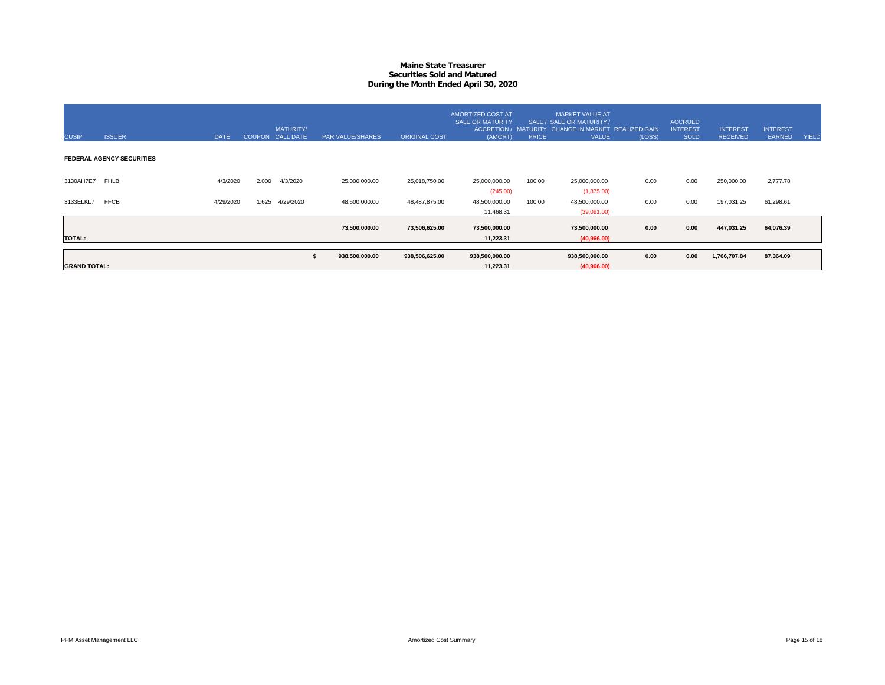# Maine State Treasurer
## Securities Sold and Matured
### During the Month Ended April 30, 2020

| CUSIP | ISSUER | DATE | COUPON | MATURITY/ CALL DATE | PAR VALUE/SHARES | ORIGINAL COST | AMORTIZED COST AT SALE OR MATURITY ACCRETION / (AMORT) | SALE / MATURITY PRICE | MARKET VALUE AT SALE OR MATURITY / CHANGE IN MARKET VALUE | REALIZED GAIN (LOSS) | ACCRUED INTEREST SOLD | INTEREST RECEIVED | INTEREST EARNED | YIELD |
|---|---|---|---|---|---|---|---|---|---|---|---|---|---|---|
| **FEDERAL AGENCY SECURITIES** | | | | | | | | | | | | | | |
| 3130AH7E7 | FHLB | 4/3/2020 | 2.000 | 4/3/2020 | 25,000,000.00 | 25,018,750.00 | 25,000,000.00 | 100.00 | 25,000,000.00 | 0.00 | 0.00 | 250,000.00 | 2,777.78 | |
| | | | | | | | (245.00) | | (1,875.00) | | | | | |
| 3133ELKL7 | FFCB | 4/29/2020 | 1.625 | 4/29/2020 | 48,500,000.00 | 48,487,875.00 | 48,500,000.00 | 100.00 | 48,500,000.00 | 0.00 | 0.00 | 197,031.25 | 61,298.61 | |
| | | | | | | | 11,468.31 | | (39,091.00) | | | | | |
| | | | | | **73,500,000.00** | **73,506,625.00** | **73,500,000.00** | | **73,500,000.00** | **0.00** | **0.00** | **447,031.25** | **64,076.39** | |
| **TOTAL:** | | | | | | | **11,223.31** | | **(40,966.00)** | | | | | |
| | | | | | **$ 938,500,000.00** | **938,506,625.00** | **938,500,000.00** | | **938,500,000.00** | **0.00** | **0.00** | **1,766,707.84** | **87,364.09** | |
| **GRAND TOTAL:** | | | | | | | **11,223.31** | | **(40,966.00)** | | | | | |

PFM Asset Management LLC — Amortized Cost Summary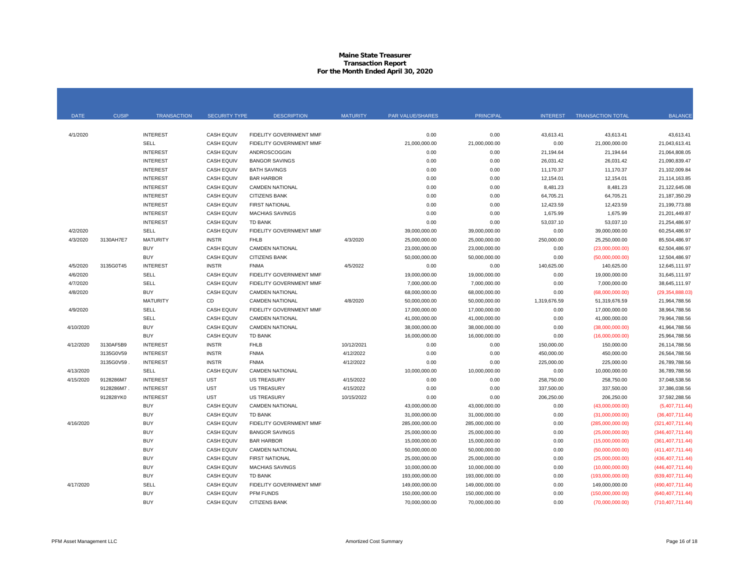**Maine State Treasurer**
**Transaction Report**
**For the Month Ended April 30, 2020**

| DATE | CUSIP | TRANSACTION | SECURITY TYPE | DESCRIPTION | MATURITY | PAR VALUE/SHARES | PRINCIPAL | INTEREST | TRANSACTION TOTAL | BALANCE |
|---|---|---|---|---|---|---|---|---|---|---|
| 4/1/2020 | | INTEREST | CASH EQUIV | FIDELITY GOVERNMENT MMF | | 0.00 | 0.00 | 43,613.41 | 43,613.41 | 43,613.41 |
| | | SELL | CASH EQUIV | FIDELITY GOVERNMENT MMF | | 21,000,000.00 | 21,000,000.00 | 0.00 | 21,000,000.00 | 21,043,613.41 |
| | | INTEREST | CASH EQUIV | ANDROSCOGGIN | | 0.00 | 0.00 | 21,194.64 | 21,194.64 | 21,064,808.05 |
| | | INTEREST | CASH EQUIV | BANGOR SAVINGS | | 0.00 | 0.00 | 26,031.42 | 26,031.42 | 21,090,839.47 |
| | | INTEREST | CASH EQUIV | BATH SAVINGS | | 0.00 | 0.00 | 11,170.37 | 11,170.37 | 21,102,009.84 |
| | | INTEREST | CASH EQUIV | BAR HARBOR | | 0.00 | 0.00 | 12,154.01 | 12,154.01 | 21,114,163.85 |
| | | INTEREST | CASH EQUIV | CAMDEN NATIONAL | | 0.00 | 0.00 | 8,481.23 | 8,481.23 | 21,122,645.08 |
| | | INTEREST | CASH EQUIV | CITIZENS BANK | | 0.00 | 0.00 | 64,705.21 | 64,705.21 | 21,187,350.29 |
| | | INTEREST | CASH EQUIV | FIRST NATIONAL | | 0.00 | 0.00 | 12,423.59 | 12,423.59 | 21,199,773.88 |
| | | INTEREST | CASH EQUIV | MACHIAS SAVINGS | | 0.00 | 0.00 | 1,675.99 | 1,675.99 | 21,201,449.87 |
| | | INTEREST | CASH EQUIV | TD BANK | | 0.00 | 0.00 | 53,037.10 | 53,037.10 | 21,254,486.97 |
| 4/2/2020 | | SELL | CASH EQUIV | FIDELITY GOVERNMENT MMF | | 39,000,000.00 | 39,000,000.00 | 0.00 | 39,000,000.00 | 60,254,486.97 |
| 4/3/2020 | 3130AH7E7 | MATURITY | INSTR | FHLB | 4/3/2020 | 25,000,000.00 | 25,000,000.00 | 250,000.00 | 25,250,000.00 | 85,504,486.97 |
| | | BUY | CASH EQUIV | CAMDEN NATIONAL | | 23,000,000.00 | 23,000,000.00 | 0.00 | (23,000,000.00) | 62,504,486.97 |
| | | BUY | CASH EQUIV | CITIZENS BANK | | 50,000,000.00 | 50,000,000.00 | 0.00 | (50,000,000.00) | 12,504,486.97 |
| 4/5/2020 | 3135G0T45 | INTEREST | INSTR | FNMA | 4/5/2022 | 0.00 | 0.00 | 140,625.00 | 140,625.00 | 12,645,111.97 |
| 4/6/2020 | | SELL | CASH EQUIV | FIDELITY GOVERNMENT MMF | | 19,000,000.00 | 19,000,000.00 | 0.00 | 19,000,000.00 | 31,645,111.97 |
| 4/7/2020 | | SELL | CASH EQUIV | FIDELITY GOVERNMENT MMF | | 7,000,000.00 | 7,000,000.00 | 0.00 | 7,000,000.00 | 38,645,111.97 |
| 4/8/2020 | | BUY | CASH EQUIV | CAMDEN NATIONAL | | 68,000,000.00 | 68,000,000.00 | 0.00 | (68,000,000.00) | (29,354,888.03) |
| | | MATURITY | CD | CAMDEN NATIONAL | 4/8/2020 | 50,000,000.00 | 50,000,000.00 | 1,319,676.59 | 51,319,676.59 | 21,964,788.56 |
| 4/9/2020 | | SELL | CASH EQUIV | FIDELITY GOVERNMENT MMF | | 17,000,000.00 | 17,000,000.00 | 0.00 | 17,000,000.00 | 38,964,788.56 |
| | | SELL | CASH EQUIV | CAMDEN NATIONAL | | 41,000,000.00 | 41,000,000.00 | 0.00 | 41,000,000.00 | 79,964,788.56 |
| 4/10/2020 | | BUY | CASH EQUIV | CAMDEN NATIONAL | | 38,000,000.00 | 38,000,000.00 | 0.00 | (38,000,000.00) | 41,964,788.56 |
| | | BUY | CASH EQUIV | TD BANK | | 16,000,000.00 | 16,000,000.00 | 0.00 | (16,000,000.00) | 25,964,788.56 |
| 4/12/2020 | 3130AF5B9 | INTEREST | INSTR | FHLB | 10/12/2021 | 0.00 | 0.00 | 150,000.00 | 150,000.00 | 26,114,788.56 |
| | 3135G0V59 | INTEREST | INSTR | FNMA | 4/12/2022 | 0.00 | 0.00 | 450,000.00 | 450,000.00 | 26,564,788.56 |
| | 3135G0V59 . | INTEREST | INSTR | FNMA | 4/12/2022 | 0.00 | 0.00 | 225,000.00 | 225,000.00 | 26,789,788.56 |
| 4/13/2020 | | SELL | CASH EQUIV | CAMDEN NATIONAL | | 10,000,000.00 | 10,000,000.00 | 0.00 | 10,000,000.00 | 36,789,788.56 |
| 4/15/2020 | 9128286M7 | INTEREST | UST | US TREASURY | 4/15/2022 | 0.00 | 0.00 | 258,750.00 | 258,750.00 | 37,048,538.56 |
| | 9128286M7 . | INTEREST | UST | US TREASURY | 4/15/2022 | 0.00 | 0.00 | 337,500.00 | 337,500.00 | 37,386,038.56 |
| | 912828YK0 | INTEREST | UST | US TREASURY | 10/15/2022 | 0.00 | 0.00 | 206,250.00 | 206,250.00 | 37,592,288.56 |
| | | BUY | CASH EQUIV | CAMDEN NATIONAL | | 43,000,000.00 | 43,000,000.00 | 0.00 | (43,000,000.00) | (5,407,711.44) |
| | | BUY | CASH EQUIV | TD BANK | | 31,000,000.00 | 31,000,000.00 | 0.00 | (31,000,000.00) | (36,407,711.44) |
| 4/16/2020 | | BUY | CASH EQUIV | FIDELITY GOVERNMENT MMF | | 285,000,000.00 | 285,000,000.00 | 0.00 | (285,000,000.00) | (321,407,711.44) |
| | | BUY | CASH EQUIV | BANGOR SAVINGS | | 25,000,000.00 | 25,000,000.00 | 0.00 | (25,000,000.00) | (346,407,711.44) |
| | | BUY | CASH EQUIV | BAR HARBOR | | 15,000,000.00 | 15,000,000.00 | 0.00 | (15,000,000.00) | (361,407,711.44) |
| | | BUY | CASH EQUIV | CAMDEN NATIONAL | | 50,000,000.00 | 50,000,000.00 | 0.00 | (50,000,000.00) | (411,407,711.44) |
| | | BUY | CASH EQUIV | FIRST NATIONAL | | 25,000,000.00 | 25,000,000.00 | 0.00 | (25,000,000.00) | (436,407,711.44) |
| | | BUY | CASH EQUIV | MACHIAS SAVINGS | | 10,000,000.00 | 10,000,000.00 | 0.00 | (10,000,000.00) | (446,407,711.44) |
| | | BUY | CASH EQUIV | TD BANK | | 193,000,000.00 | 193,000,000.00 | 0.00 | (193,000,000.00) | (639,407,711.44) |
| 4/17/2020 | | SELL | CASH EQUIV | FIDELITY GOVERNMENT MMF | | 149,000,000.00 | 149,000,000.00 | 0.00 | 149,000,000.00 | (490,407,711.44) |
| | | BUY | CASH EQUIV | PFM FUNDS | | 150,000,000.00 | 150,000,000.00 | 0.00 | (150,000,000.00) | (640,407,711.44) |
| | | BUY | CASH EQUIV | CITIZENS BANK | | 70,000,000.00 | 70,000,000.00 | 0.00 | (70,000,000.00) | (710,407,711.44) |

PFM Asset Management LLC — Amortized Cost Summary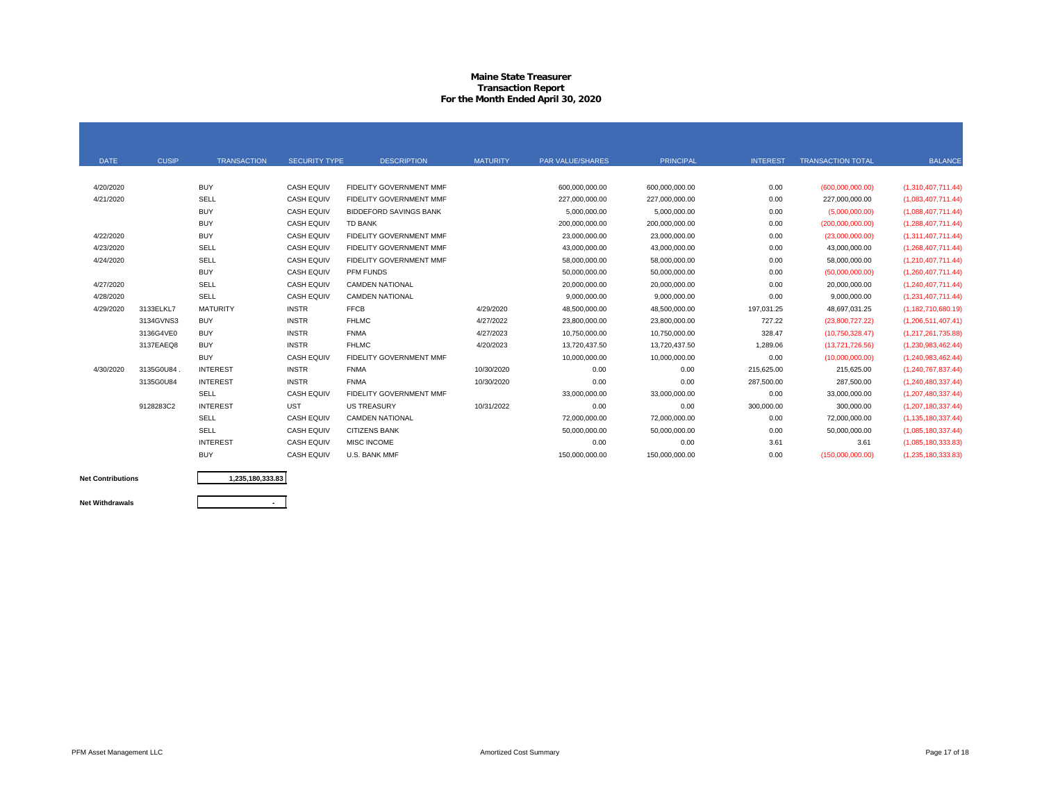# Maine State Treasurer
## Transaction Report
## For the Month Ended April 30, 2020

| DATE | CUSIP | TRANSACTION | SECURITY TYPE | DESCRIPTION | MATURITY | PAR VALUE/SHARES | PRINCIPAL | INTEREST | TRANSACTION TOTAL | BALANCE |
|---|---|---|---|---|---|---|---|---|---|---|
| 4/20/2020 | | BUY | CASH EQUIV | FIDELITY GOVERNMENT MMF | | 600,000,000.00 | 600,000,000.00 | 0.00 | (600,000,000.00) | (1,310,407,711.44) |
| 4/21/2020 | | SELL | CASH EQUIV | FIDELITY GOVERNMENT MMF | | 227,000,000.00 | 227,000,000.00 | 0.00 | 227,000,000.00 | (1,083,407,711.44) |
| | | BUY | CASH EQUIV | BIDDEFORD SAVINGS BANK | | 5,000,000.00 | 5,000,000.00 | 0.00 | (5,000,000.00) | (1,088,407,711.44) |
| | | BUY | CASH EQUIV | TD BANK | | 200,000,000.00 | 200,000,000.00 | 0.00 | (200,000,000.00) | (1,288,407,711.44) |
| 4/22/2020 | | BUY | CASH EQUIV | FIDELITY GOVERNMENT MMF | | 23,000,000.00 | 23,000,000.00 | 0.00 | (23,000,000.00) | (1,311,407,711.44) |
| 4/23/2020 | | SELL | CASH EQUIV | FIDELITY GOVERNMENT MMF | | 43,000,000.00 | 43,000,000.00 | 0.00 | 43,000,000.00 | (1,268,407,711.44) |
| 4/24/2020 | | SELL | CASH EQUIV | FIDELITY GOVERNMENT MMF | | 58,000,000.00 | 58,000,000.00 | 0.00 | 58,000,000.00 | (1,210,407,711.44) |
| | | BUY | CASH EQUIV | PFM FUNDS | | 50,000,000.00 | 50,000,000.00 | 0.00 | (50,000,000.00) | (1,260,407,711.44) |
| 4/27/2020 | | SELL | CASH EQUIV | CAMDEN NATIONAL | | 20,000,000.00 | 20,000,000.00 | 0.00 | 20,000,000.00 | (1,240,407,711.44) |
| 4/28/2020 | | SELL | CASH EQUIV | CAMDEN NATIONAL | | 9,000,000.00 | 9,000,000.00 | 0.00 | 9,000,000.00 | (1,231,407,711.44) |
| 4/29/2020 | 3133ELKL7 | MATURITY | INSTR | FFCB | 4/29/2020 | 48,500,000.00 | 48,500,000.00 | 197,031.25 | 48,697,031.25 | (1,182,710,680.19) |
| | 3134GVNS3 | BUY | INSTR | FHLMC | 4/27/2022 | 23,800,000.00 | 23,800,000.00 | 727.22 | (23,800,727.22) | (1,206,511,407.41) |
| | 3136G4VE0 | BUY | INSTR | FNMA | 4/27/2023 | 10,750,000.00 | 10,750,000.00 | 328.47 | (10,750,328.47) | (1,217,261,735.88) |
| | 3137EAEQ8 | BUY | INSTR | FHLMC | 4/20/2023 | 13,720,437.50 | 13,720,437.50 | 1,289.06 | (13,721,726.56) | (1,230,983,462.44) |
| | | BUY | CASH EQUIV | FIDELITY GOVERNMENT MMF | | 10,000,000.00 | 10,000,000.00 | 0.00 | (10,000,000.00) | (1,240,983,462.44) |
| 4/30/2020 | 3135G0U84 . | INTEREST | INSTR | FNMA | 10/30/2020 | 0.00 | 0.00 | 215,625.00 | 215,625.00 | (1,240,767,837.44) |
| | 3135G0U84 | INTEREST | INSTR | FNMA | 10/30/2020 | 0.00 | 0.00 | 287,500.00 | 287,500.00 | (1,240,480,337.44) |
| | | SELL | CASH EQUIV | FIDELITY GOVERNMENT MMF | | 33,000,000.00 | 33,000,000.00 | 0.00 | 33,000,000.00 | (1,207,480,337.44) |
| | 9128283C2 | INTEREST | UST | US TREASURY | 10/31/2022 | 0.00 | 0.00 | 300,000.00 | 300,000.00 | (1,207,180,337.44) |
| | | SELL | CASH EQUIV | CAMDEN NATIONAL | | 72,000,000.00 | 72,000,000.00 | 0.00 | 72,000,000.00 | (1,135,180,337.44) |
| | | SELL | CASH EQUIV | CITIZENS BANK | | 50,000,000.00 | 50,000,000.00 | 0.00 | 50,000,000.00 | (1,085,180,337.44) |
| | | INTEREST | CASH EQUIV | MISC INCOME | | 0.00 | 0.00 | 3.61 | 3.61 | (1,085,180,333.83) |
| | | BUY | CASH EQUIV | U.S. BANK MMF | | 150,000,000.00 | 150,000,000.00 | 0.00 | (150,000,000.00) | (1,235,180,333.83) |

| | |
|---|---|
| **Net Contributions** | **1,235,180,333.83** |
| **Net Withdrawals** | - |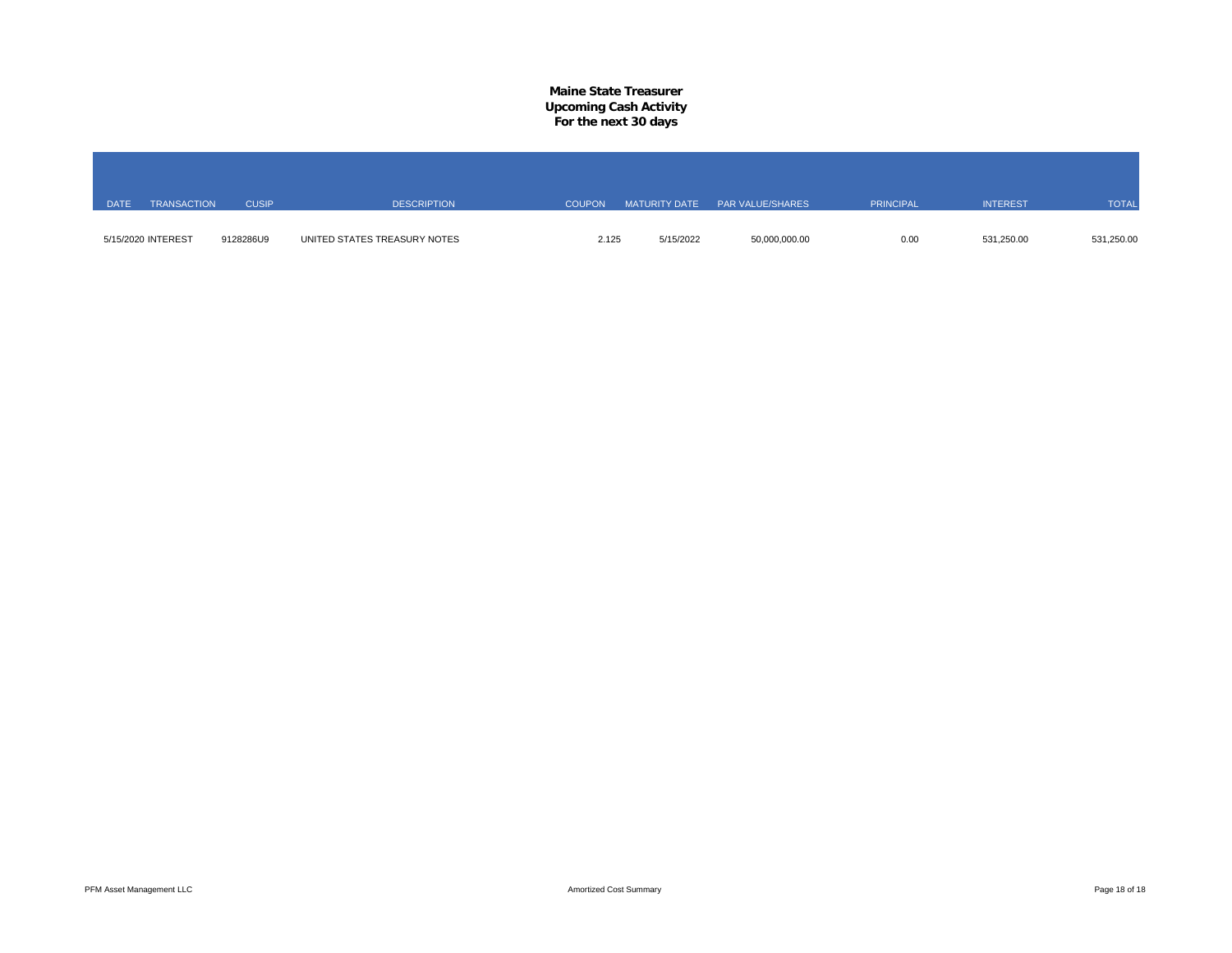**Maine State Treasurer**
**Upcoming Cash Activity**
**For the next 30 days**

| DATE | TRANSACTION | CUSIP | DESCRIPTION | COUPON | MATURITY DATE | PAR VALUE/SHARES | PRINCIPAL | INTEREST | TOTAL |
|---|---|---|---|---|---|---|---|---|---|
| 5/15/2020 | INTEREST | 9128286U9 | UNITED STATES TREASURY NOTES | 2.125 | 5/15/2022 | 50,000,000.00 | 0.00 | 531,250.00 | 531,250.00 |

PFM Asset Management LLC

Amortized Cost Summary